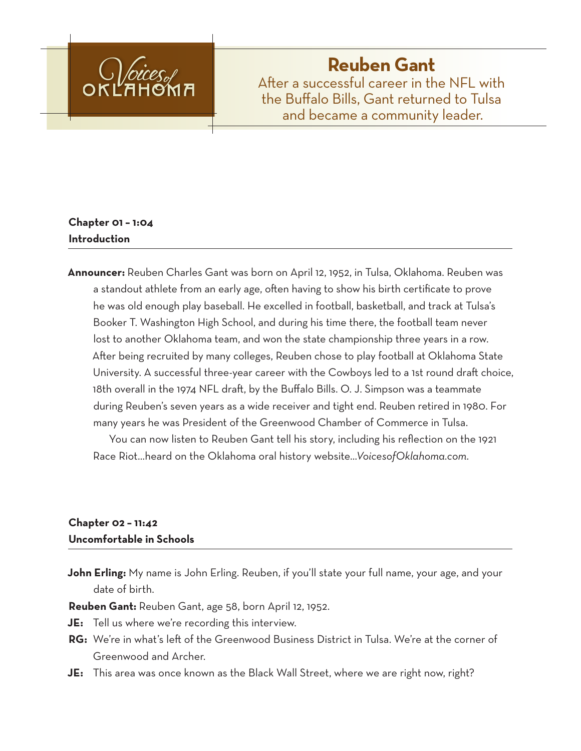Voices of Oklahoma

# Reuben Gant

After a successful career in the NFL with the Buffalo Bills, Gant returned to Tulsa and became a community leader.

## Chapter 01 – 1:04
## Introduction

**Announcer:** Reuben Charles Gant was born on April 12, 1952, in Tulsa, Oklahoma. Reuben was a standout athlete from an early age, often having to show his birth certificate to prove he was old enough play baseball. He excelled in football, basketball, and track at Tulsa's Booker T. Washington High School, and during his time there, the football team never lost to another Oklahoma team, and won the state championship three years in a row. After being recruited by many colleges, Reuben chose to play football at Oklahoma State University. A successful three-year career with the Cowboys led to a 1st round draft choice, 18th overall in the 1974 NFL draft, by the Buffalo Bills. O. J. Simpson was a teammate during Reuben's seven years as a wide receiver and tight end. Reuben retired in 1980. For many years he was President of the Greenwood Chamber of Commerce in Tulsa.

You can now listen to Reuben Gant tell his story, including his reflection on the 1921 Race Riot…heard on the Oklahoma oral history website…*VoicesofOklahoma.com*.

## Chapter 02 – 11:42
## Uncomfortable in Schools

**John Erling:** My name is John Erling. Reuben, if you'll state your full name, your age, and your date of birth.

**Reuben Gant:** Reuben Gant, age 58, born April 12, 1952.

**JE:** Tell us where we're recording this interview.

**RG:** We're in what's left of the Greenwood Business District in Tulsa. We're at the corner of Greenwood and Archer.

**JE:** This area was once known as the Black Wall Street, where we are right now, right?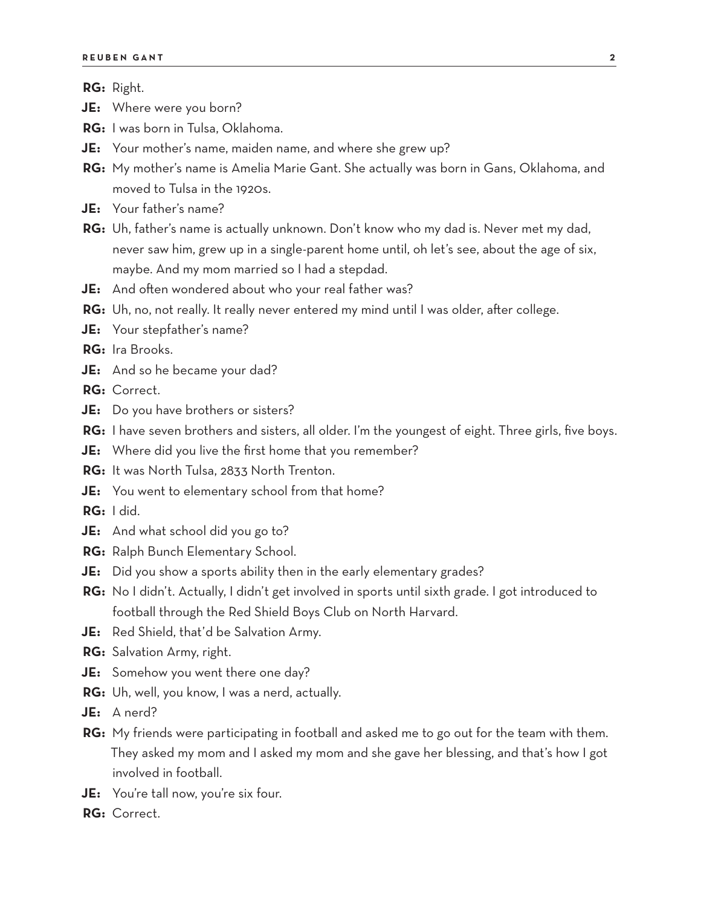**RG:** Right.

**JE:** Where were you born?

**RG:** I was born in Tulsa, Oklahoma.

**JE:** Your mother's name, maiden name, and where she grew up?

**RG:** My mother's name is Amelia Marie Gant. She actually was born in Gans, Oklahoma, and moved to Tulsa in the 1920s.

**JE:** Your father's name?

**RG:** Uh, father's name is actually unknown. Don't know who my dad is. Never met my dad, never saw him, grew up in a single-parent home until, oh let's see, about the age of six, maybe. And my mom married so I had a stepdad.

**JE:** And often wondered about who your real father was?

**RG:** Uh, no, not really. It really never entered my mind until I was older, after college.

**JE:** Your stepfather's name?

**RG:** Ira Brooks.

**JE:** And so he became your dad?

**RG:** Correct.

**JE:** Do you have brothers or sisters?

**RG:** I have seven brothers and sisters, all older. I'm the youngest of eight. Three girls, five boys.

**JE:** Where did you live the first home that you remember?

**RG:** It was North Tulsa, 2833 North Trenton.

**JE:** You went to elementary school from that home?

**RG:** I did.

**JE:** And what school did you go to?

**RG:** Ralph Bunch Elementary School.

**JE:** Did you show a sports ability then in the early elementary grades?

**RG:** No I didn't. Actually, I didn't get involved in sports until sixth grade. I got introduced to football through the Red Shield Boys Club on North Harvard.

**JE:** Red Shield, that'd be Salvation Army.

**RG:** Salvation Army, right.

**JE:** Somehow you went there one day?

**RG:** Uh, well, you know, I was a nerd, actually.

**JE:** A nerd?

**RG:** My friends were participating in football and asked me to go out for the team with them. They asked my mom and I asked my mom and she gave her blessing, and that's how I got involved in football.

**JE:** You're tall now, you're six four.

**RG:** Correct.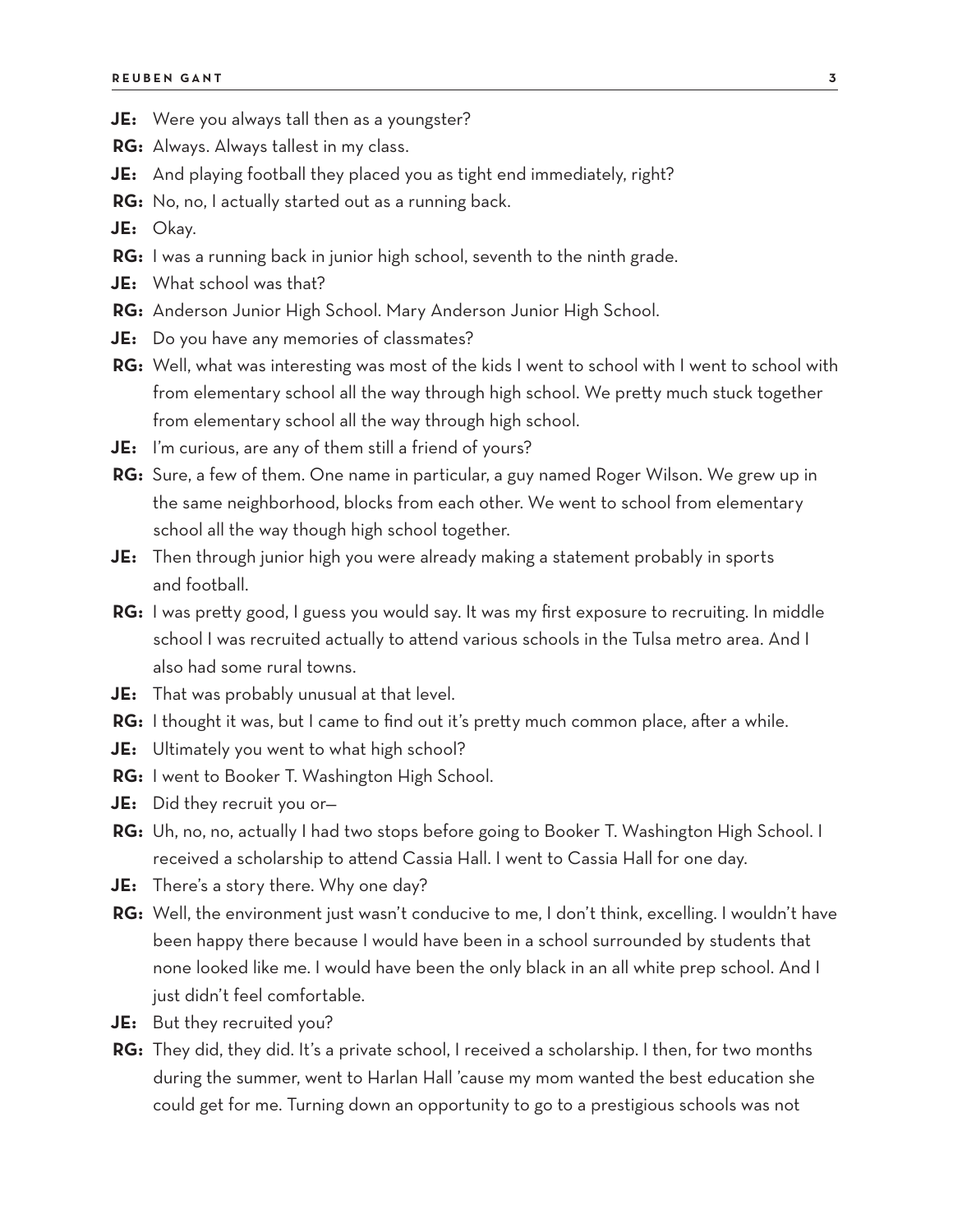**JE:** Were you always tall then as a youngster?

**RG:** Always. Always tallest in my class.

**JE:** And playing football they placed you as tight end immediately, right?

**RG:** No, no, I actually started out as a running back.

**JE:** Okay.

**RG:** I was a running back in junior high school, seventh to the ninth grade.

**JE:** What school was that?

**RG:** Anderson Junior High School. Mary Anderson Junior High School.

**JE:** Do you have any memories of classmates?

**RG:** Well, what was interesting was most of the kids I went to school with I went to school with from elementary school all the way through high school. We pretty much stuck together from elementary school all the way through high school.

**JE:** I'm curious, are any of them still a friend of yours?

**RG:** Sure, a few of them. One name in particular, a guy named Roger Wilson. We grew up in the same neighborhood, blocks from each other. We went to school from elementary school all the way though high school together.

**JE:** Then through junior high you were already making a statement probably in sports and football.

**RG:** I was pretty good, I guess you would say. It was my first exposure to recruiting. In middle school I was recruited actually to attend various schools in the Tulsa metro area. And I also had some rural towns.

**JE:** That was probably unusual at that level.

**RG:** I thought it was, but I came to find out it's pretty much common place, after a while.

**JE:** Ultimately you went to what high school?

**RG:** I went to Booker T. Washington High School.

**JE:** Did they recruit you or—

**RG:** Uh, no, no, actually I had two stops before going to Booker T. Washington High School. I received a scholarship to attend Cassia Hall. I went to Cassia Hall for one day.

**JE:** There's a story there. Why one day?

**RG:** Well, the environment just wasn't conducive to me, I don't think, excelling. I wouldn't have been happy there because I would have been in a school surrounded by students that none looked like me. I would have been the only black in an all white prep school. And I just didn't feel comfortable.

**JE:** But they recruited you?

**RG:** They did, they did. It's a private school, I received a scholarship. I then, for two months during the summer, went to Harlan Hall 'cause my mom wanted the best education she could get for me. Turning down an opportunity to go to a prestigious schools was not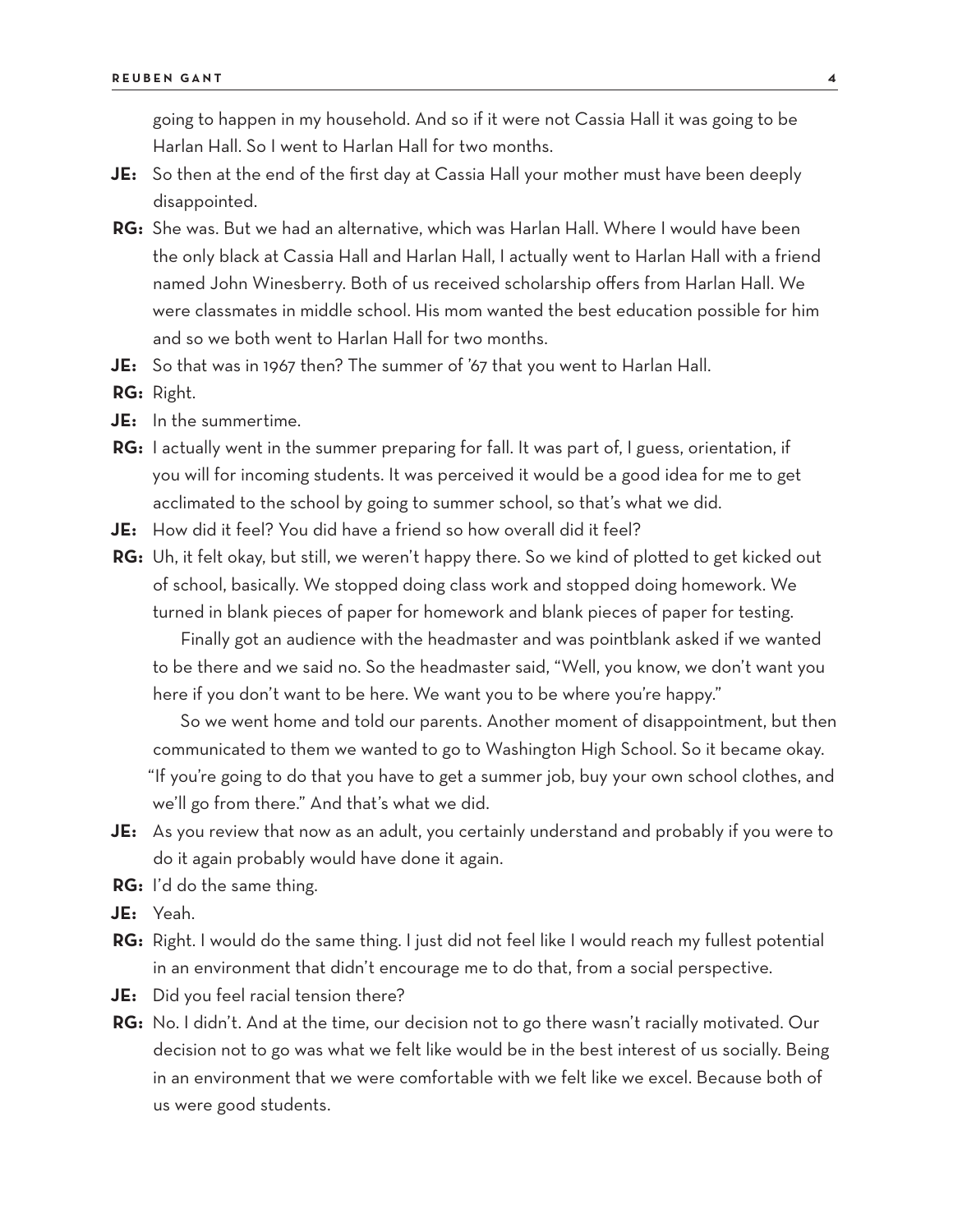going to happen in my household. And so if it were not Cassia Hall it was going to be Harlan Hall. So I went to Harlan Hall for two months.

**JE:** So then at the end of the first day at Cassia Hall your mother must have been deeply disappointed.

**RG:** She was. But we had an alternative, which was Harlan Hall. Where I would have been the only black at Cassia Hall and Harlan Hall, I actually went to Harlan Hall with a friend named John Winesberry. Both of us received scholarship offers from Harlan Hall. We were classmates in middle school. His mom wanted the best education possible for him and so we both went to Harlan Hall for two months.

**JE:** So that was in 1967 then? The summer of '67 that you went to Harlan Hall.

**RG:** Right.

**JE:** In the summertime.

**RG:** I actually went in the summer preparing for fall. It was part of, I guess, orientation, if you will for incoming students. It was perceived it would be a good idea for me to get acclimated to the school by going to summer school, so that's what we did.

**JE:** How did it feel? You did have a friend so how overall did it feel?

**RG:** Uh, it felt okay, but still, we weren't happy there. So we kind of plotted to get kicked out of school, basically. We stopped doing class work and stopped doing homework. We turned in blank pieces of paper for homework and blank pieces of paper for testing.

Finally got an audience with the headmaster and was pointblank asked if we wanted to be there and we said no. So the headmaster said, "Well, you know, we don't want you here if you don't want to be here. We want you to be where you're happy."

So we went home and told our parents. Another moment of disappointment, but then communicated to them we wanted to go to Washington High School. So it became okay. "If you're going to do that you have to get a summer job, buy your own school clothes, and we'll go from there." And that's what we did.

**JE:** As you review that now as an adult, you certainly understand and probably if you were to do it again probably would have done it again.

**RG:** I'd do the same thing.

**JE:** Yeah.

**RG:** Right. I would do the same thing. I just did not feel like I would reach my fullest potential in an environment that didn't encourage me to do that, from a social perspective.

**JE:** Did you feel racial tension there?

**RG:** No. I didn't. And at the time, our decision not to go there wasn't racially motivated. Our decision not to go was what we felt like would be in the best interest of us socially. Being in an environment that we were comfortable with we felt like we excel. Because both of us were good students.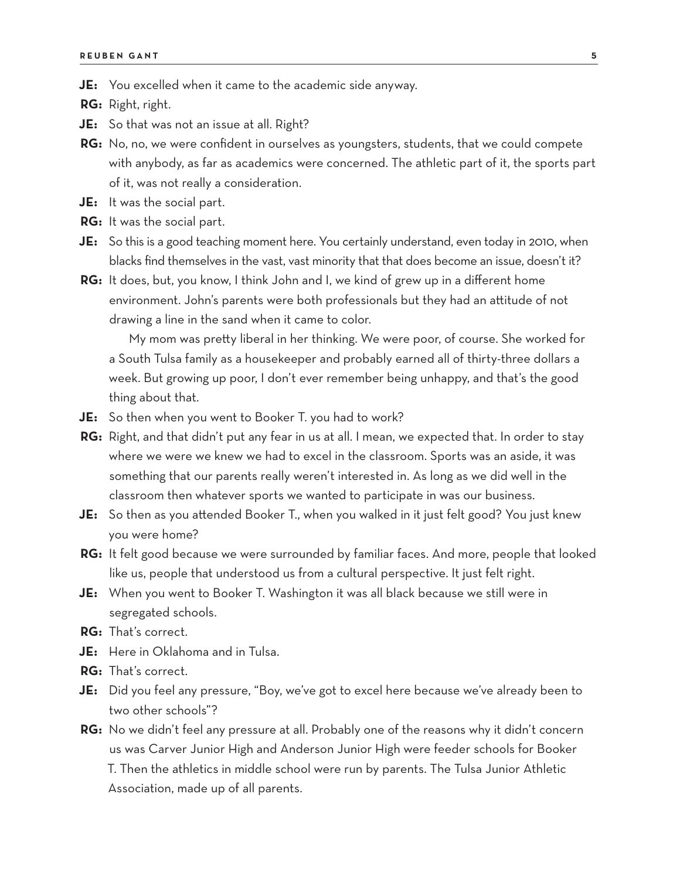**JE:** You excelled when it came to the academic side anyway.

**RG:** Right, right.

**JE:** So that was not an issue at all. Right?

**RG:** No, no, we were confident in ourselves as youngsters, students, that we could compete with anybody, as far as academics were concerned. The athletic part of it, the sports part of it, was not really a consideration.

**JE:** It was the social part.

**RG:** It was the social part.

**JE:** So this is a good teaching moment here. You certainly understand, even today in 2010, when blacks find themselves in the vast, vast minority that that does become an issue, doesn't it?

**RG:** It does, but, you know, I think John and I, we kind of grew up in a different home environment. John's parents were both professionals but they had an attitude of not drawing a line in the sand when it came to color.

My mom was pretty liberal in her thinking. We were poor, of course. She worked for a South Tulsa family as a housekeeper and probably earned all of thirty-three dollars a week. But growing up poor, I don't ever remember being unhappy, and that's the good thing about that.

**JE:** So then when you went to Booker T. you had to work?

**RG:** Right, and that didn't put any fear in us at all. I mean, we expected that. In order to stay where we were we knew we had to excel in the classroom. Sports was an aside, it was something that our parents really weren't interested in. As long as we did well in the classroom then whatever sports we wanted to participate in was our business.

**JE:** So then as you attended Booker T., when you walked in it just felt good? You just knew you were home?

**RG:** It felt good because we were surrounded by familiar faces. And more, people that looked like us, people that understood us from a cultural perspective. It just felt right.

**JE:** When you went to Booker T. Washington it was all black because we still were in segregated schools.

**RG:** That's correct.

**JE:** Here in Oklahoma and in Tulsa.

**RG:** That's correct.

**JE:** Did you feel any pressure, "Boy, we've got to excel here because we've already been to two other schools"?

**RG:** No we didn't feel any pressure at all. Probably one of the reasons why it didn't concern us was Carver Junior High and Anderson Junior High were feeder schools for Booker T. Then the athletics in middle school were run by parents. The Tulsa Junior Athletic Association, made up of all parents.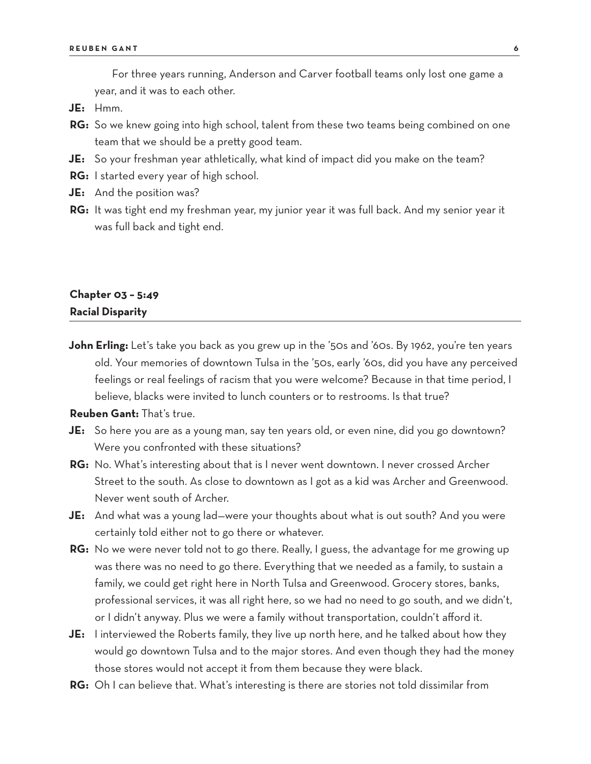For three years running, Anderson and Carver football teams only lost one game a year, and it was to each other.

**JE:** Hmm.

**RG:** So we knew going into high school, talent from these two teams being combined on one team that we should be a pretty good team.

**JE:** So your freshman year athletically, what kind of impact did you make on the team?

**RG:** I started every year of high school.

**JE:** And the position was?

**RG:** It was tight end my freshman year, my junior year it was full back. And my senior year it was full back and tight end.

## Chapter 03 – 5:49
## Racial Disparity

**John Erling:** Let's take you back as you grew up in the '50s and '60s. By 1962, you're ten years old. Your memories of downtown Tulsa in the '50s, early '60s, did you have any perceived feelings or real feelings of racism that you were welcome? Because in that time period, I believe, blacks were invited to lunch counters or to restrooms. Is that true?

**Reuben Gant:** That's true.

**JE:** So here you are as a young man, say ten years old, or even nine, did you go downtown? Were you confronted with these situations?

**RG:** No. What's interesting about that is I never went downtown. I never crossed Archer Street to the south. As close to downtown as I got as a kid was Archer and Greenwood. Never went south of Archer.

**JE:** And what was a young lad—were your thoughts about what is out south? And you were certainly told either not to go there or whatever.

**RG:** No we were never told not to go there. Really, I guess, the advantage for me growing up was there was no need to go there. Everything that we needed as a family, to sustain a family, we could get right here in North Tulsa and Greenwood. Grocery stores, banks, professional services, it was all right here, so we had no need to go south, and we didn't, or I didn't anyway. Plus we were a family without transportation, couldn't afford it.

**JE:** I interviewed the Roberts family, they live up north here, and he talked about how they would go downtown Tulsa and to the major stores. And even though they had the money those stores would not accept it from them because they were black.

**RG:** Oh I can believe that. What's interesting is there are stories not told dissimilar from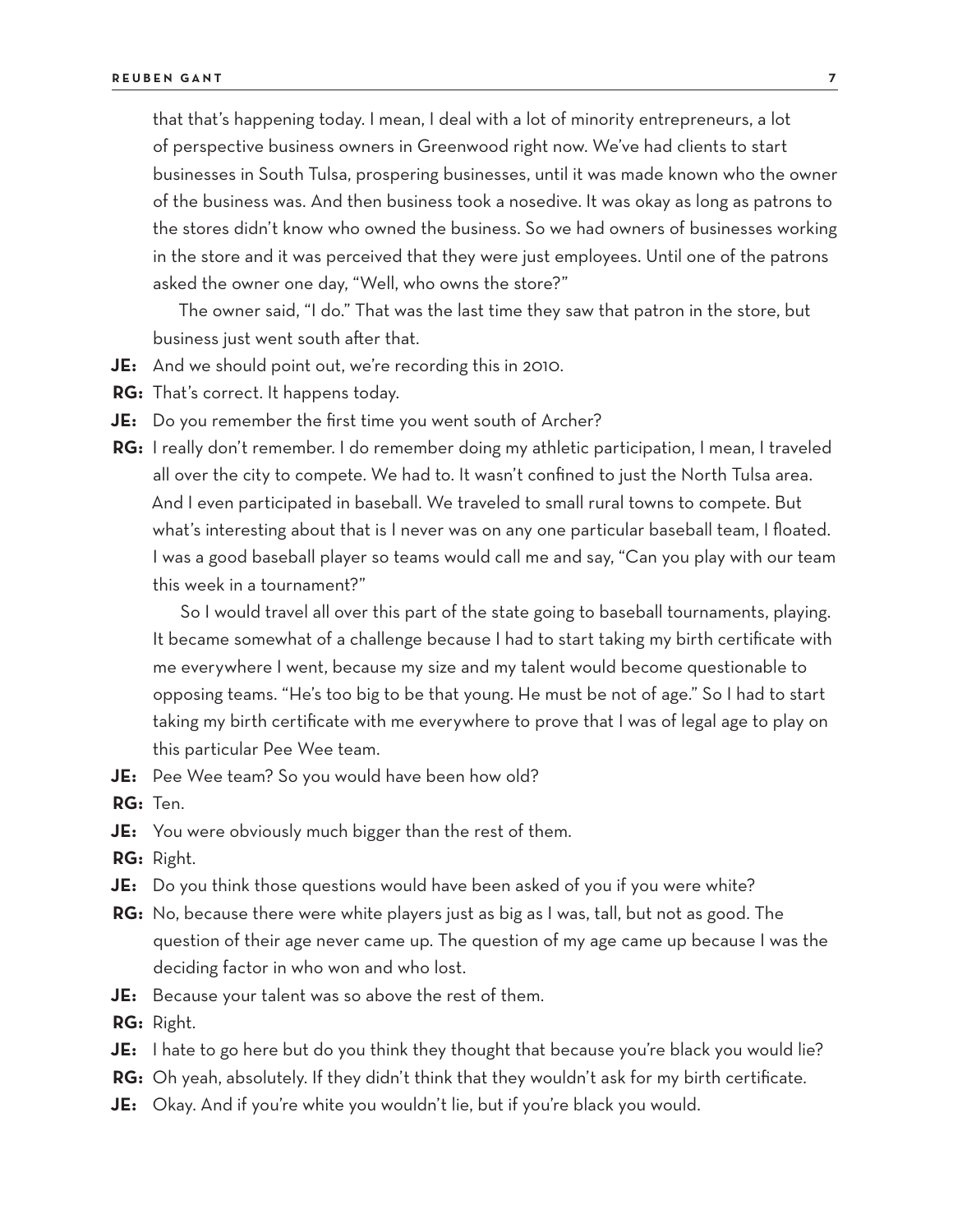that that's happening today. I mean, I deal with a lot of minority entrepreneurs, a lot of perspective business owners in Greenwood right now. We've had clients to start businesses in South Tulsa, prospering businesses, until it was made known who the owner of the business was. And then business took a nosedive. It was okay as long as patrons to the stores didn't know who owned the business. So we had owners of businesses working in the store and it was perceived that they were just employees. Until one of the patrons asked the owner one day, "Well, who owns the store?"

The owner said, "I do." That was the last time they saw that patron in the store, but business just went south after that.

**JE:** And we should point out, we're recording this in 2010.

**RG:** That's correct. It happens today.

**JE:** Do you remember the first time you went south of Archer?

**RG:** I really don't remember. I do remember doing my athletic participation, I mean, I traveled all over the city to compete. We had to. It wasn't confined to just the North Tulsa area. And I even participated in baseball. We traveled to small rural towns to compete. But what's interesting about that is I never was on any one particular baseball team, I floated. I was a good baseball player so teams would call me and say, "Can you play with our team this week in a tournament?"

So I would travel all over this part of the state going to baseball tournaments, playing. It became somewhat of a challenge because I had to start taking my birth certificate with me everywhere I went, because my size and my talent would become questionable to opposing teams. "He's too big to be that young. He must be not of age." So I had to start taking my birth certificate with me everywhere to prove that I was of legal age to play on this particular Pee Wee team.

**JE:** Pee Wee team? So you would have been how old?

**RG:** Ten.

**JE:** You were obviously much bigger than the rest of them.

**RG:** Right.

**JE:** Do you think those questions would have been asked of you if you were white?

**RG:** No, because there were white players just as big as I was, tall, but not as good. The question of their age never came up. The question of my age came up because I was the deciding factor in who won and who lost.

**JE:** Because your talent was so above the rest of them.

**RG:** Right.

**JE:** I hate to go here but do you think they thought that because you're black you would lie?

**RG:** Oh yeah, absolutely. If they didn't think that they wouldn't ask for my birth certificate.

**JE:** Okay. And if you're white you wouldn't lie, but if you're black you would.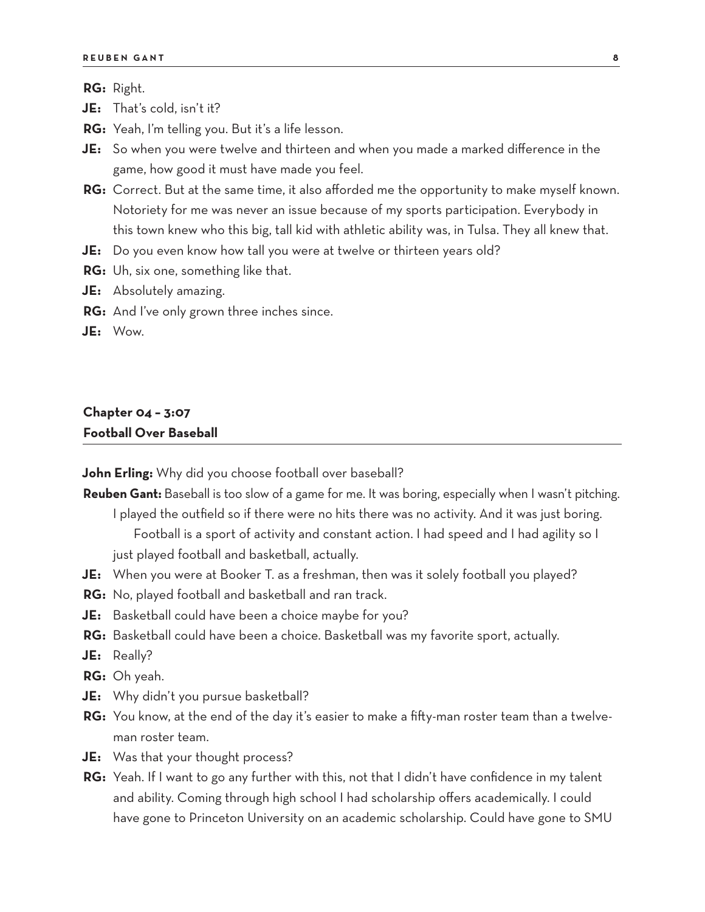**RG:** Right.

**JE:** That's cold, isn't it?

**RG:** Yeah, I'm telling you. But it's a life lesson.

**JE:** So when you were twelve and thirteen and when you made a marked difference in the game, how good it must have made you feel.

**RG:** Correct. But at the same time, it also afforded me the opportunity to make myself known. Notoriety for me was never an issue because of my sports participation. Everybody in this town knew who this big, tall kid with athletic ability was, in Tulsa. They all knew that.

**JE:** Do you even know how tall you were at twelve or thirteen years old?

**RG:** Uh, six one, something like that.

**JE:** Absolutely amazing.

**RG:** And I've only grown three inches since.

**JE:** Wow.

## Chapter 04 – 3:07
## Football Over Baseball

**John Erling:** Why did you choose football over baseball?

**Reuben Gant:** Baseball is too slow of a game for me. It was boring, especially when I wasn't pitching. I played the outfield so if there were no hits there was no activity. And it was just boring.

Football is a sport of activity and constant action. I had speed and I had agility so I just played football and basketball, actually.

**JE:** When you were at Booker T. as a freshman, then was it solely football you played?

**RG:** No, played football and basketball and ran track.

**JE:** Basketball could have been a choice maybe for you?

**RG:** Basketball could have been a choice. Basketball was my favorite sport, actually.

**JE:** Really?

**RG:** Oh yeah.

**JE:** Why didn't you pursue basketball?

**RG:** You know, at the end of the day it's easier to make a fifty-man roster team than a twelve-man roster team.

**JE:** Was that your thought process?

**RG:** Yeah. If I want to go any further with this, not that I didn't have confidence in my talent and ability. Coming through high school I had scholarship offers academically. I could have gone to Princeton University on an academic scholarship. Could have gone to SMU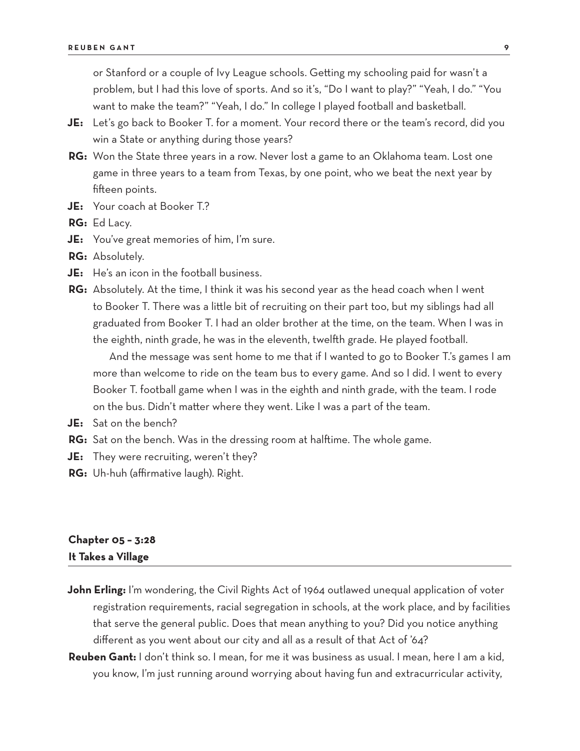or Stanford or a couple of Ivy League schools. Getting my schooling paid for wasn't a problem, but I had this love of sports. And so it's, "Do I want to play?" "Yeah, I do." "You want to make the team?" "Yeah, I do." In college I played football and basketball.

**JE:** Let's go back to Booker T. for a moment. Your record there or the team's record, did you win a State or anything during those years?

**RG:** Won the State three years in a row. Never lost a game to an Oklahoma team. Lost one game in three years to a team from Texas, by one point, who we beat the next year by fifteen points.

**JE:** Your coach at Booker T.?

**RG:** Ed Lacy.

**JE:** You've great memories of him, I'm sure.

**RG:** Absolutely.

**JE:** He's an icon in the football business.

**RG:** Absolutely. At the time, I think it was his second year as the head coach when I went to Booker T. There was a little bit of recruiting on their part too, but my siblings had all graduated from Booker T. I had an older brother at the time, on the team. When I was in the eighth, ninth grade, he was in the eleventh, twelfth grade. He played football.

And the message was sent home to me that if I wanted to go to Booker T.'s games I am more than welcome to ride on the team bus to every game. And so I did. I went to every Booker T. football game when I was in the eighth and ninth grade, with the team. I rode on the bus. Didn't matter where they went. Like I was a part of the team.

**JE:** Sat on the bench?

**RG:** Sat on the bench. Was in the dressing room at halftime. The whole game.

**JE:** They were recruiting, weren't they?

**RG:** Uh-huh (affirmative laugh). Right.

## Chapter 05 – 3:28
## It Takes a Village

**John Erling:** I'm wondering, the Civil Rights Act of 1964 outlawed unequal application of voter registration requirements, racial segregation in schools, at the work place, and by facilities that serve the general public. Does that mean anything to you? Did you notice anything different as you went about our city and all as a result of that Act of '64?

**Reuben Gant:** I don't think so. I mean, for me it was business as usual. I mean, here I am a kid, you know, I'm just running around worrying about having fun and extracurricular activity,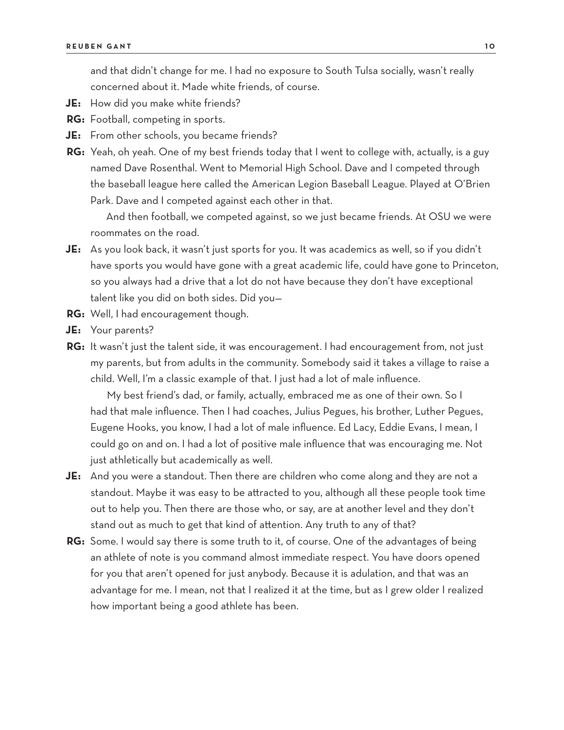and that didn't change for me. I had no exposure to South Tulsa socially, wasn't really concerned about it. Made white friends, of course.

**JE:** How did you make white friends?

**RG:** Football, competing in sports.

**JE:** From other schools, you became friends?

**RG:** Yeah, oh yeah. One of my best friends today that I went to college with, actually, is a guy named Dave Rosenthal. Went to Memorial High School. Dave and I competed through the baseball league here called the American Legion Baseball League. Played at O'Brien Park. Dave and I competed against each other in that.

And then football, we competed against, so we just became friends. At OSU we were roommates on the road.

**JE:** As you look back, it wasn't just sports for you. It was academics as well, so if you didn't have sports you would have gone with a great academic life, could have gone to Princeton, so you always had a drive that a lot do not have because they don't have exceptional talent like you did on both sides. Did you—

**RG:** Well, I had encouragement though.

**JE:** Your parents?

**RG:** It wasn't just the talent side, it was encouragement. I had encouragement from, not just my parents, but from adults in the community. Somebody said it takes a village to raise a child. Well, I'm a classic example of that. I just had a lot of male influence.

My best friend's dad, or family, actually, embraced me as one of their own. So I had that male influence. Then I had coaches, Julius Pegues, his brother, Luther Pegues, Eugene Hooks, you know, I had a lot of male influence. Ed Lacy, Eddie Evans, I mean, I could go on and on. I had a lot of positive male influence that was encouraging me. Not just athletically but academically as well.

**JE:** And you were a standout. Then there are children who come along and they are not a standout. Maybe it was easy to be attracted to you, although all these people took time out to help you. Then there are those who, or say, are at another level and they don't stand out as much to get that kind of attention. Any truth to any of that?

**RG:** Some. I would say there is some truth to it, of course. One of the advantages of being an athlete of note is you command almost immediate respect. You have doors opened for you that aren't opened for just anybody. Because it is adulation, and that was an advantage for me. I mean, not that I realized it at the time, but as I grew older I realized how important being a good athlete has been.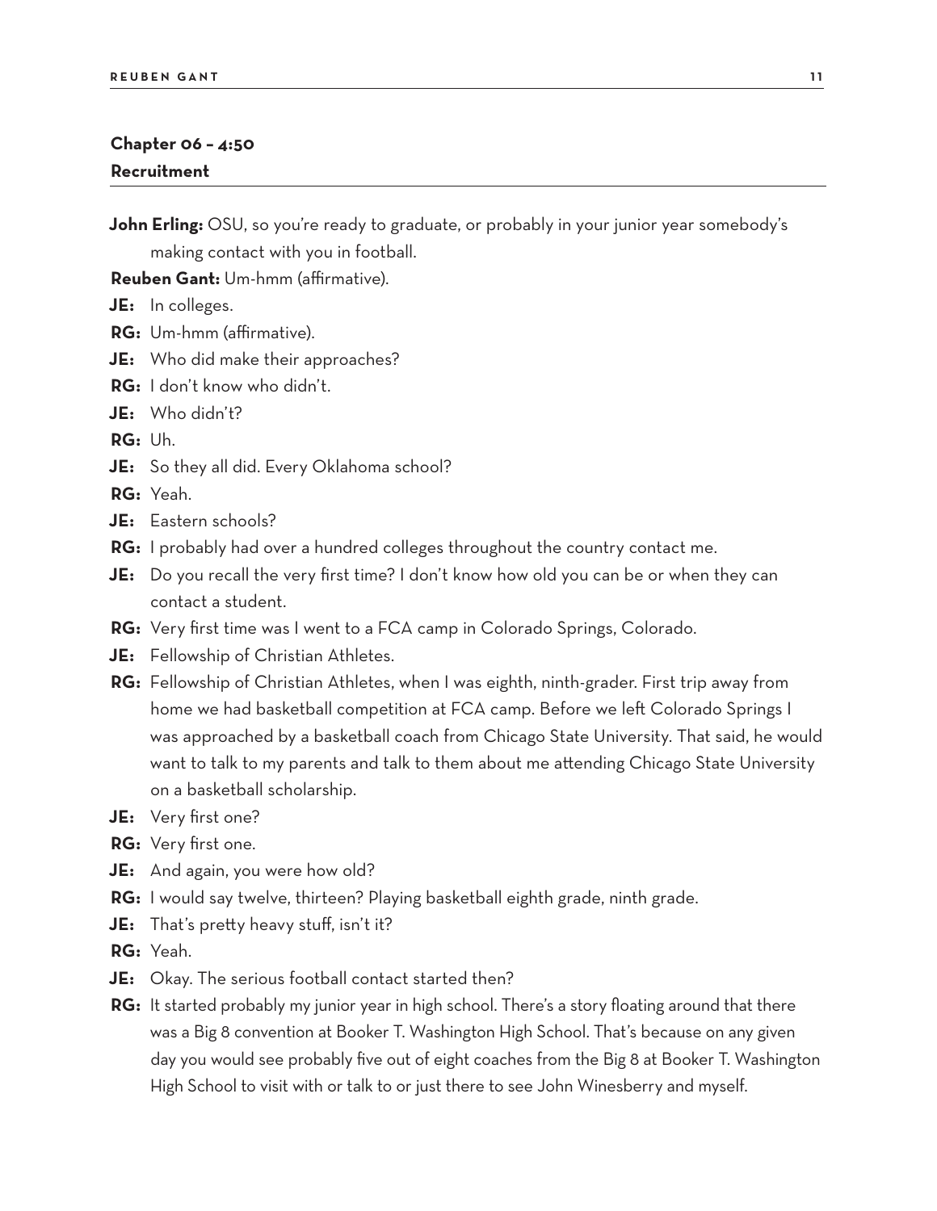## Chapter 06 – 4:50
### Recruitment

**John Erling:** OSU, so you're ready to graduate, or probably in your junior year somebody's making contact with you in football.

**Reuben Gant:** Um-hmm (affirmative).

**JE:** In colleges.

**RG:** Um-hmm (affirmative).

**JE:** Who did make their approaches?

**RG:** I don't know who didn't.

**JE:** Who didn't?

**RG:** Uh.

**JE:** So they all did. Every Oklahoma school?

**RG:** Yeah.

**JE:** Eastern schools?

**RG:** I probably had over a hundred colleges throughout the country contact me.

**JE:** Do you recall the very first time? I don't know how old you can be or when they can contact a student.

**RG:** Very first time was I went to a FCA camp in Colorado Springs, Colorado.

**JE:** Fellowship of Christian Athletes.

**RG:** Fellowship of Christian Athletes, when I was eighth, ninth-grader. First trip away from home we had basketball competition at FCA camp. Before we left Colorado Springs I was approached by a basketball coach from Chicago State University. That said, he would want to talk to my parents and talk to them about me attending Chicago State University on a basketball scholarship.

**JE:** Very first one?

**RG:** Very first one.

**JE:** And again, you were how old?

**RG:** I would say twelve, thirteen? Playing basketball eighth grade, ninth grade.

**JE:** That's pretty heavy stuff, isn't it?

**RG:** Yeah.

**JE:** Okay. The serious football contact started then?

**RG:** It started probably my junior year in high school. There's a story floating around that there was a Big 8 convention at Booker T. Washington High School. That's because on any given day you would see probably five out of eight coaches from the Big 8 at Booker T. Washington High School to visit with or talk to or just there to see John Winesberry and myself.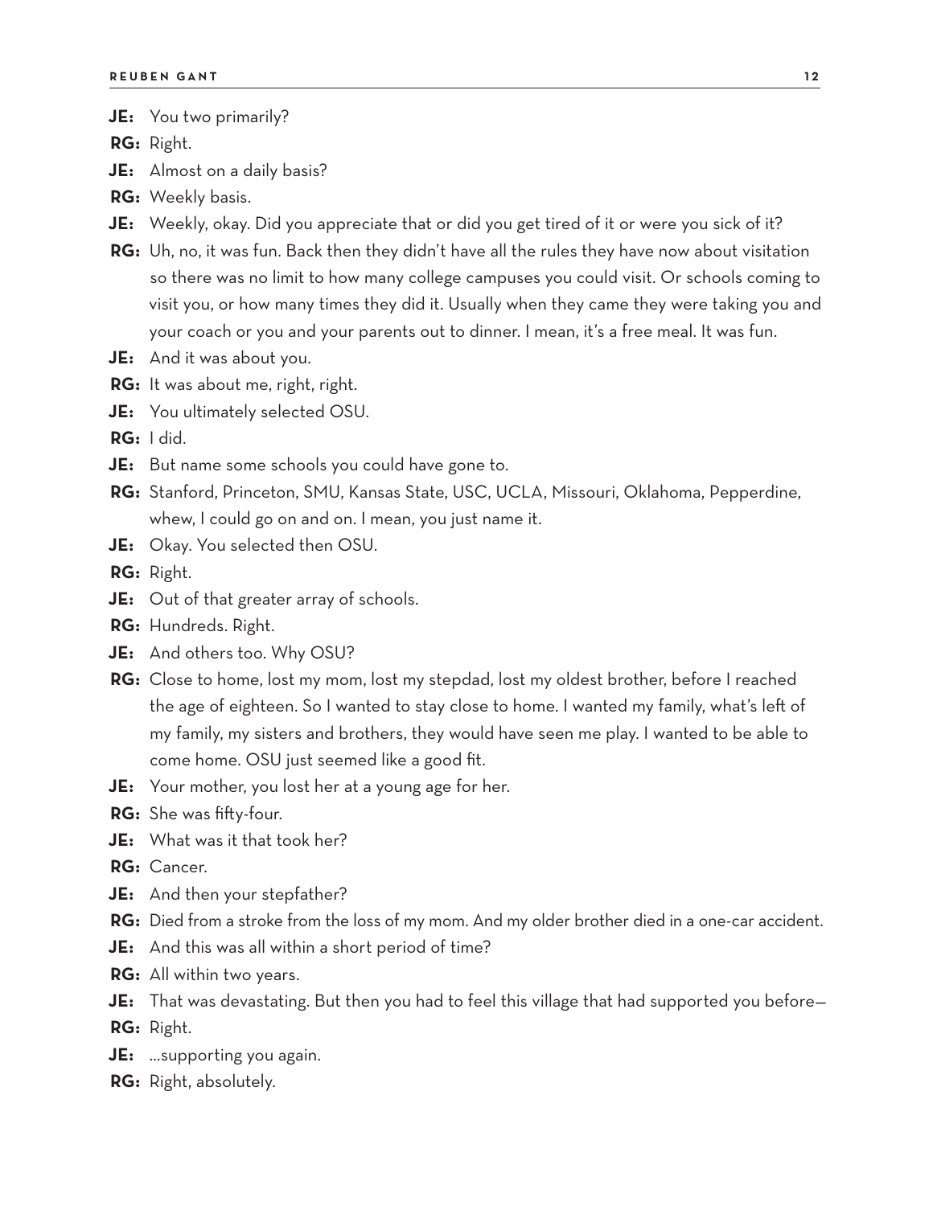**JE:** You two primarily?

**RG:** Right.

**JE:** Almost on a daily basis?

**RG:** Weekly basis.

**JE:** Weekly, okay. Did you appreciate that or did you get tired of it or were you sick of it?

**RG:** Uh, no, it was fun. Back then they didn't have all the rules they have now about visitation so there was no limit to how many college campuses you could visit. Or schools coming to visit you, or how many times they did it. Usually when they came they were taking you and your coach or you and your parents out to dinner. I mean, it's a free meal. It was fun.

**JE:** And it was about you.

**RG:** It was about me, right, right.

**JE:** You ultimately selected OSU.

**RG:** I did.

**JE:** But name some schools you could have gone to.

**RG:** Stanford, Princeton, SMU, Kansas State, USC, UCLA, Missouri, Oklahoma, Pepperdine, whew, I could go on and on. I mean, you just name it.

**JE:** Okay. You selected then OSU.

**RG:** Right.

**JE:** Out of that greater array of schools.

**RG:** Hundreds. Right.

**JE:** And others too. Why OSU?

**RG:** Close to home, lost my mom, lost my stepdad, lost my oldest brother, before I reached the age of eighteen. So I wanted to stay close to home. I wanted my family, what's left of my family, my sisters and brothers, they would have seen me play. I wanted to be able to come home. OSU just seemed like a good fit.

**JE:** Your mother, you lost her at a young age for her.

**RG:** She was fifty-four.

**JE:** What was it that took her?

**RG:** Cancer.

**JE:** And then your stepfather?

**RG:** Died from a stroke from the loss of my mom. And my older brother died in a one-car accident.

**JE:** And this was all within a short period of time?

**RG:** All within two years.

**JE:** That was devastating. But then you had to feel this village that had supported you before—

**RG:** Right.

**JE:** …supporting you again.

**RG:** Right, absolutely.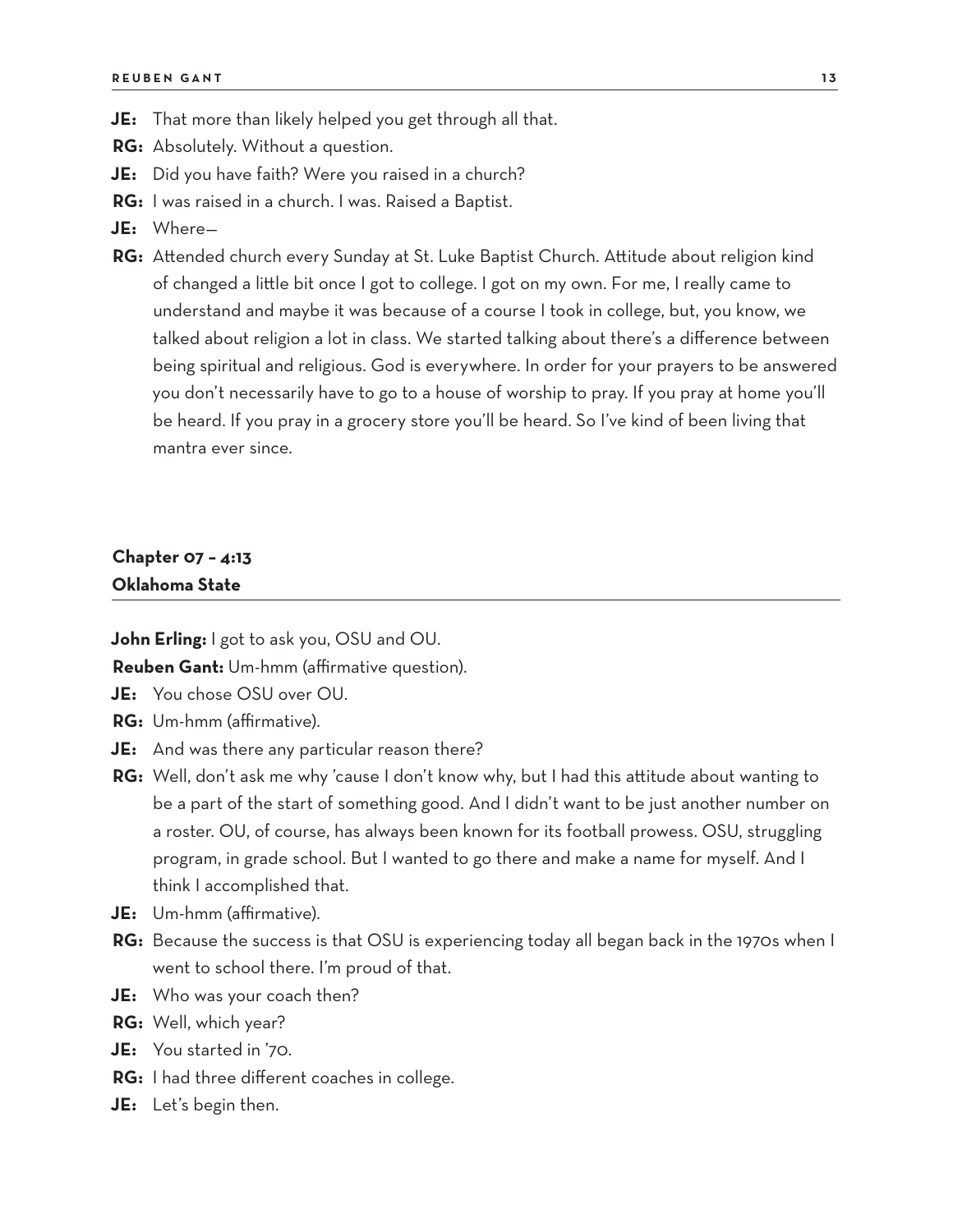**JE:** That more than likely helped you get through all that.

**RG:** Absolutely. Without a question.

**JE:** Did you have faith? Were you raised in a church?

**RG:** I was raised in a church. I was. Raised a Baptist.

**JE:** Where—

**RG:** Attended church every Sunday at St. Luke Baptist Church. Attitude about religion kind of changed a little bit once I got to college. I got on my own. For me, I really came to understand and maybe it was because of a course I took in college, but, you know, we talked about religion a lot in class. We started talking about there's a difference between being spiritual and religious. God is everywhere. In order for your prayers to be answered you don't necessarily have to go to a house of worship to pray. If you pray at home you'll be heard. If you pray in a grocery store you'll be heard. So I've kind of been living that mantra ever since.

## Chapter 07 – 4:13
## Oklahoma State

**John Erling:** I got to ask you, OSU and OU.

**Reuben Gant:** Um-hmm (affirmative question).

**JE:** You chose OSU over OU.

**RG:** Um-hmm (affirmative).

**JE:** And was there any particular reason there?

**RG:** Well, don't ask me why 'cause I don't know why, but I had this attitude about wanting to be a part of the start of something good. And I didn't want to be just another number on a roster. OU, of course, has always been known for its football prowess. OSU, struggling program, in grade school. But I wanted to go there and make a name for myself. And I think I accomplished that.

**JE:** Um-hmm (affirmative).

**RG:** Because the success is that OSU is experiencing today all began back in the 1970s when I went to school there. I'm proud of that.

**JE:** Who was your coach then?

**RG:** Well, which year?

**JE:** You started in '70.

**RG:** I had three different coaches in college.

**JE:** Let's begin then.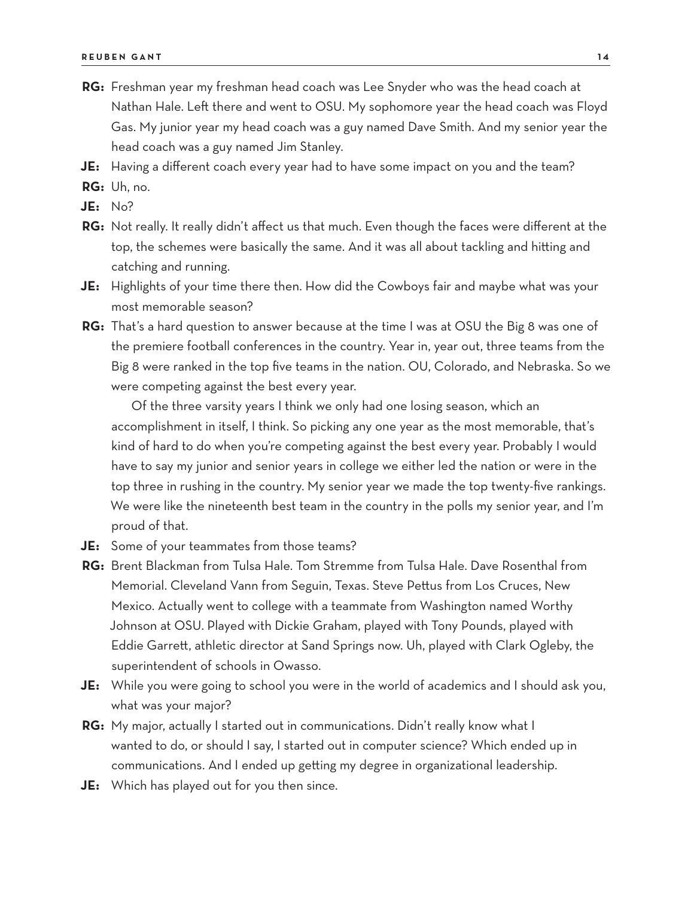**RG:** Freshman year my freshman head coach was Lee Snyder who was the head coach at Nathan Hale. Left there and went to OSU. My sophomore year the head coach was Floyd Gas. My junior year my head coach was a guy named Dave Smith. And my senior year the head coach was a guy named Jim Stanley.

**JE:** Having a different coach every year had to have some impact on you and the team?

**RG:** Uh, no.

**JE:** No?

**RG:** Not really. It really didn't affect us that much. Even though the faces were different at the top, the schemes were basically the same. And it was all about tackling and hitting and catching and running.

**JE:** Highlights of your time there then. How did the Cowboys fair and maybe what was your most memorable season?

**RG:** That's a hard question to answer because at the time I was at OSU the Big 8 was one of the premiere football conferences in the country. Year in, year out, three teams from the Big 8 were ranked in the top five teams in the nation. OU, Colorado, and Nebraska. So we were competing against the best every year.

Of the three varsity years I think we only had one losing season, which an accomplishment in itself, I think. So picking any one year as the most memorable, that's kind of hard to do when you're competing against the best every year. Probably I would have to say my junior and senior years in college we either led the nation or were in the top three in rushing in the country. My senior year we made the top twenty-five rankings. We were like the nineteenth best team in the country in the polls my senior year, and I'm proud of that.

**JE:** Some of your teammates from those teams?

**RG:** Brent Blackman from Tulsa Hale. Tom Stremme from Tulsa Hale. Dave Rosenthal from Memorial. Cleveland Vann from Seguin, Texas. Steve Pettus from Los Cruces, New Mexico. Actually went to college with a teammate from Washington named Worthy Johnson at OSU. Played with Dickie Graham, played with Tony Pounds, played with Eddie Garrett, athletic director at Sand Springs now. Uh, played with Clark Ogleby, the superintendent of schools in Owasso.

**JE:** While you were going to school you were in the world of academics and I should ask you, what was your major?

**RG:** My major, actually I started out in communications. Didn't really know what I wanted to do, or should I say, I started out in computer science? Which ended up in communications. And I ended up getting my degree in organizational leadership.

**JE:** Which has played out for you then since.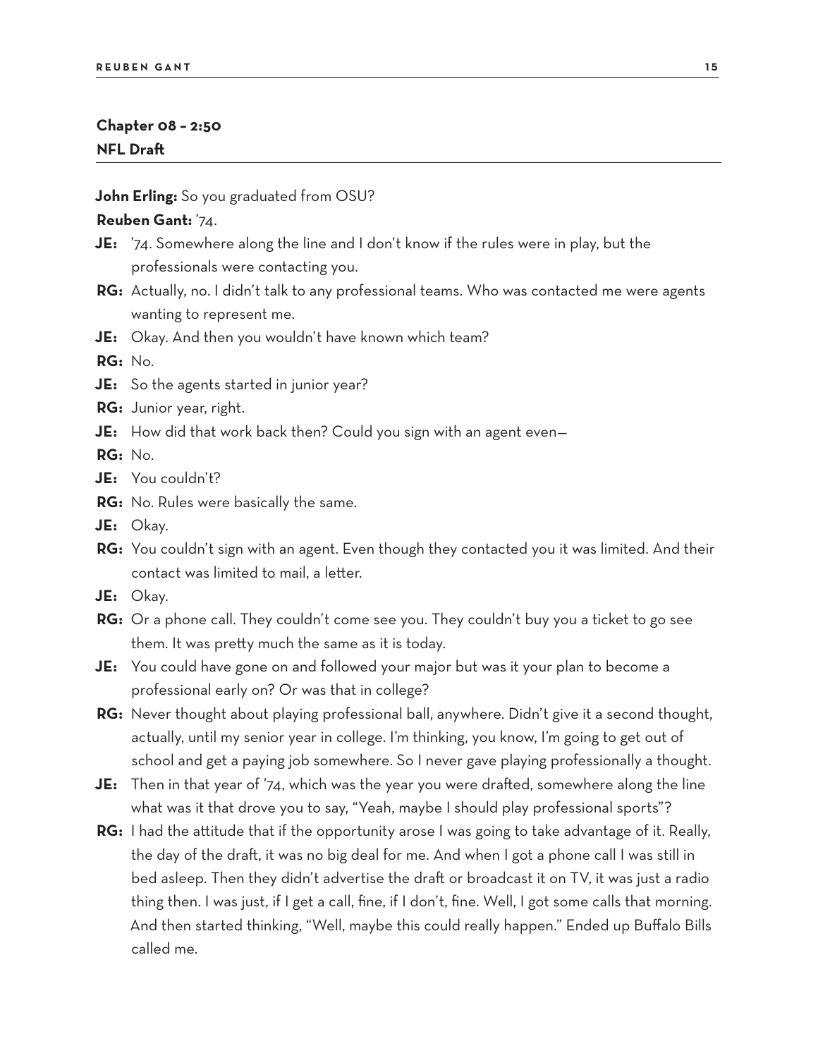## Chapter 08 – 2:50
### NFL Draft

**John Erling:** So you graduated from OSU?

**Reuben Gant:** '74.

**JE:** '74. Somewhere along the line and I don't know if the rules were in play, but the professionals were contacting you.

**RG:** Actually, no. I didn't talk to any professional teams. Who was contacted me were agents wanting to represent me.

**JE:** Okay. And then you wouldn't have known which team?

**RG:** No.

**JE:** So the agents started in junior year?

**RG:** Junior year, right.

**JE:** How did that work back then? Could you sign with an agent even—

**RG:** No.

**JE:** You couldn't?

**RG:** No. Rules were basically the same.

**JE:** Okay.

**RG:** You couldn't sign with an agent. Even though they contacted you it was limited. And their contact was limited to mail, a letter.

**JE:** Okay.

**RG:** Or a phone call. They couldn't come see you. They couldn't buy you a ticket to go see them. It was pretty much the same as it is today.

**JE:** You could have gone on and followed your major but was it your plan to become a professional early on? Or was that in college?

**RG:** Never thought about playing professional ball, anywhere. Didn't give it a second thought, actually, until my senior year in college. I'm thinking, you know, I'm going to get out of school and get a paying job somewhere. So I never gave playing professionally a thought.

**JE:** Then in that year of '74, which was the year you were drafted, somewhere along the line what was it that drove you to say, "Yeah, maybe I should play professional sports"?

**RG:** I had the attitude that if the opportunity arose I was going to take advantage of it. Really, the day of the draft, it was no big deal for me. And when I got a phone call I was still in bed asleep. Then they didn't advertise the draft or broadcast it on TV, it was just a radio thing then. I was just, if I get a call, fine, if I don't, fine. Well, I got some calls that morning. And then started thinking, "Well, maybe this could really happen." Ended up Buffalo Bills called me.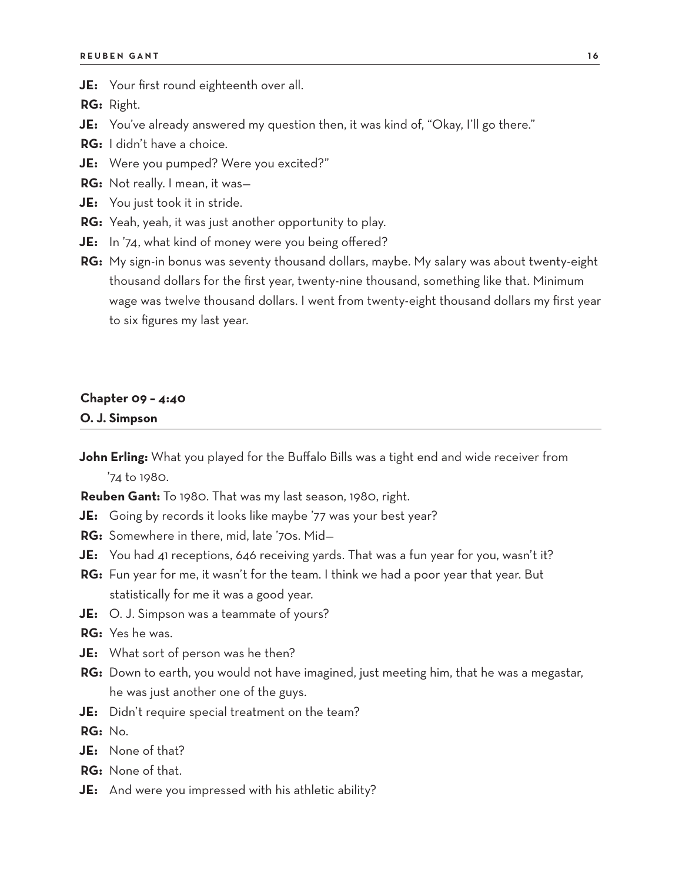**JE:** Your first round eighteenth over all.

**RG:** Right.

**JE:** You've already answered my question then, it was kind of, "Okay, I'll go there."

**RG:** I didn't have a choice.

**JE:** Were you pumped? Were you excited?"

**RG:** Not really. I mean, it was—

**JE:** You just took it in stride.

**RG:** Yeah, yeah, it was just another opportunity to play.

**JE:** In '74, what kind of money were you being offered?

**RG:** My sign-in bonus was seventy thousand dollars, maybe. My salary was about twenty-eight thousand dollars for the first year, twenty-nine thousand, something like that. Minimum wage was twelve thousand dollars. I went from twenty-eight thousand dollars my first year to six figures my last year.

## Chapter 09 – 4:40
## O. J. Simpson

**John Erling:** What you played for the Buffalo Bills was a tight end and wide receiver from '74 to 1980.

**Reuben Gant:** To 1980. That was my last season, 1980, right.

**JE:** Going by records it looks like maybe '77 was your best year?

**RG:** Somewhere in there, mid, late '70s. Mid—

**JE:** You had 41 receptions, 646 receiving yards. That was a fun year for you, wasn't it?

**RG:** Fun year for me, it wasn't for the team. I think we had a poor year that year. But statistically for me it was a good year.

**JE:** O. J. Simpson was a teammate of yours?

**RG:** Yes he was.

**JE:** What sort of person was he then?

**RG:** Down to earth, you would not have imagined, just meeting him, that he was a megastar, he was just another one of the guys.

**JE:** Didn't require special treatment on the team?

**RG:** No.

**JE:** None of that?

**RG:** None of that.

**JE:** And were you impressed with his athletic ability?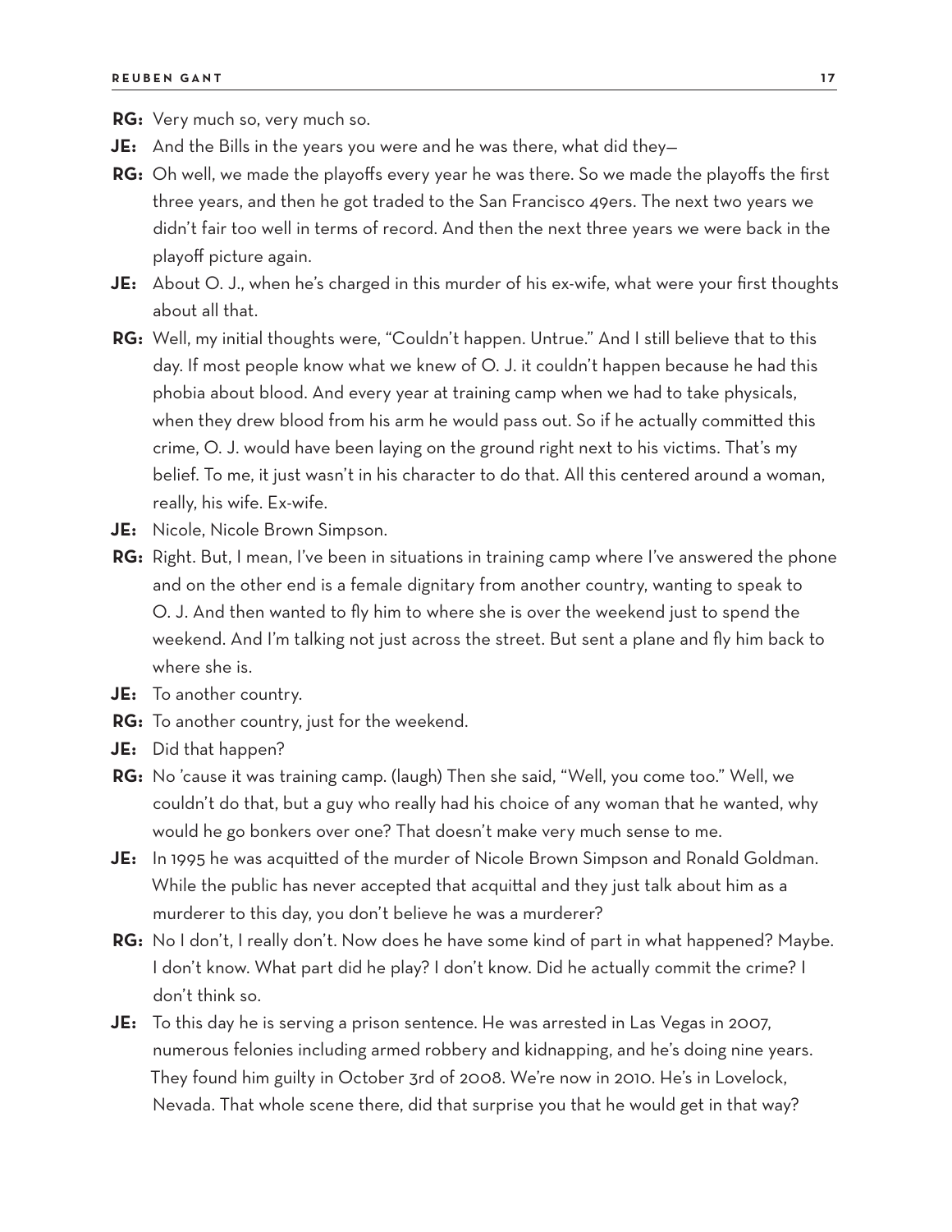**RG:** Very much so, very much so.

**JE:** And the Bills in the years you were and he was there, what did they—

**RG:** Oh well, we made the playoffs every year he was there. So we made the playoffs the first three years, and then he got traded to the San Francisco 49ers. The next two years we didn't fair too well in terms of record. And then the next three years we were back in the playoff picture again.

**JE:** About O. J., when he's charged in this murder of his ex-wife, what were your first thoughts about all that.

**RG:** Well, my initial thoughts were, "Couldn't happen. Untrue." And I still believe that to this day. If most people know what we knew of O. J. it couldn't happen because he had this phobia about blood. And every year at training camp when we had to take physicals, when they drew blood from his arm he would pass out. So if he actually committed this crime, O. J. would have been laying on the ground right next to his victims. That's my belief. To me, it just wasn't in his character to do that. All this centered around a woman, really, his wife. Ex-wife.

**JE:** Nicole, Nicole Brown Simpson.

**RG:** Right. But, I mean, I've been in situations in training camp where I've answered the phone and on the other end is a female dignitary from another country, wanting to speak to O. J. And then wanted to fly him to where she is over the weekend just to spend the weekend. And I'm talking not just across the street. But sent a plane and fly him back to where she is.

**JE:** To another country.

**RG:** To another country, just for the weekend.

**JE:** Did that happen?

**RG:** No 'cause it was training camp. (laugh) Then she said, "Well, you come too." Well, we couldn't do that, but a guy who really had his choice of any woman that he wanted, why would he go bonkers over one? That doesn't make very much sense to me.

**JE:** In 1995 he was acquitted of the murder of Nicole Brown Simpson and Ronald Goldman. While the public has never accepted that acquittal and they just talk about him as a murderer to this day, you don't believe he was a murderer?

**RG:** No I don't, I really don't. Now does he have some kind of part in what happened? Maybe. I don't know. What part did he play? I don't know. Did he actually commit the crime? I don't think so.

**JE:** To this day he is serving a prison sentence. He was arrested in Las Vegas in 2007, numerous felonies including armed robbery and kidnapping, and he's doing nine years. They found him guilty in October 3rd of 2008. We're now in 2010. He's in Lovelock, Nevada. That whole scene there, did that surprise you that he would get in that way?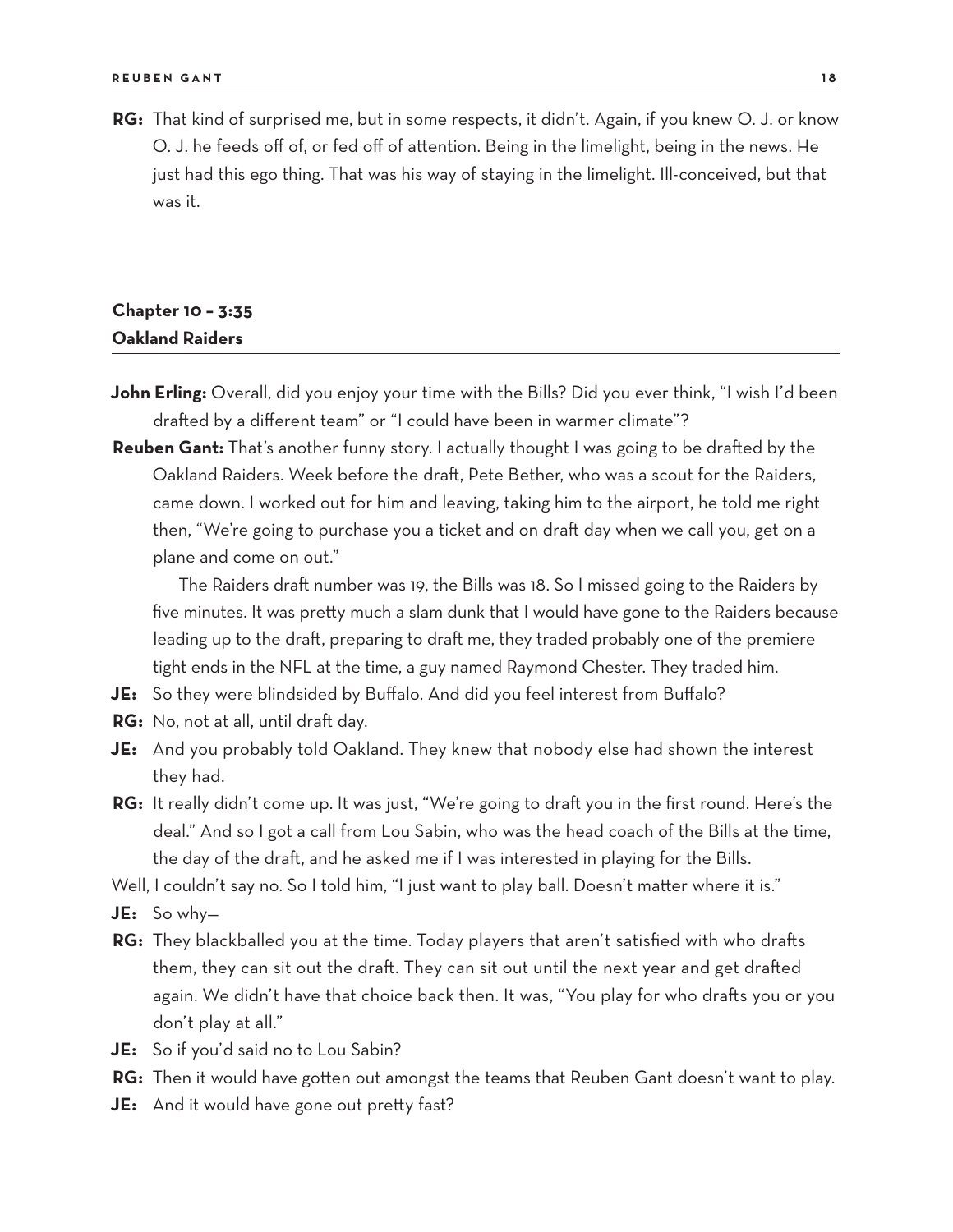**RG:** That kind of surprised me, but in some respects, it didn't. Again, if you knew O. J. or know O. J. he feeds off of, or fed off of attention. Being in the limelight, being in the news. He just had this ego thing. That was his way of staying in the limelight. Ill-conceived, but that was it.

## Chapter 10 – 3:35
## Oakland Raiders

**John Erling:** Overall, did you enjoy your time with the Bills? Did you ever think, "I wish I'd been drafted by a different team" or "I could have been in warmer climate"?

**Reuben Gant:** That's another funny story. I actually thought I was going to be drafted by the Oakland Raiders. Week before the draft, Pete Bether, who was a scout for the Raiders, came down. I worked out for him and leaving, taking him to the airport, he told me right then, "We're going to purchase you a ticket and on draft day when we call you, get on a plane and come on out."

The Raiders draft number was 19, the Bills was 18. So I missed going to the Raiders by five minutes. It was pretty much a slam dunk that I would have gone to the Raiders because leading up to the draft, preparing to draft me, they traded probably one of the premiere tight ends in the NFL at the time, a guy named Raymond Chester. They traded him.

**JE:** So they were blindsided by Buffalo. And did you feel interest from Buffalo?

**RG:** No, not at all, until draft day.

**JE:** And you probably told Oakland. They knew that nobody else had shown the interest they had.

**RG:** It really didn't come up. It was just, "We're going to draft you in the first round. Here's the deal." And so I got a call from Lou Sabin, who was the head coach of the Bills at the time, the day of the draft, and he asked me if I was interested in playing for the Bills.

Well, I couldn't say no. So I told him, "I just want to play ball. Doesn't matter where it is."

**JE:** So why—

**RG:** They blackballed you at the time. Today players that aren't satisfied with who drafts them, they can sit out the draft. They can sit out until the next year and get drafted again. We didn't have that choice back then. It was, "You play for who drafts you or you don't play at all."

**JE:** So if you'd said no to Lou Sabin?

**RG:** Then it would have gotten out amongst the teams that Reuben Gant doesn't want to play.

**JE:** And it would have gone out pretty fast?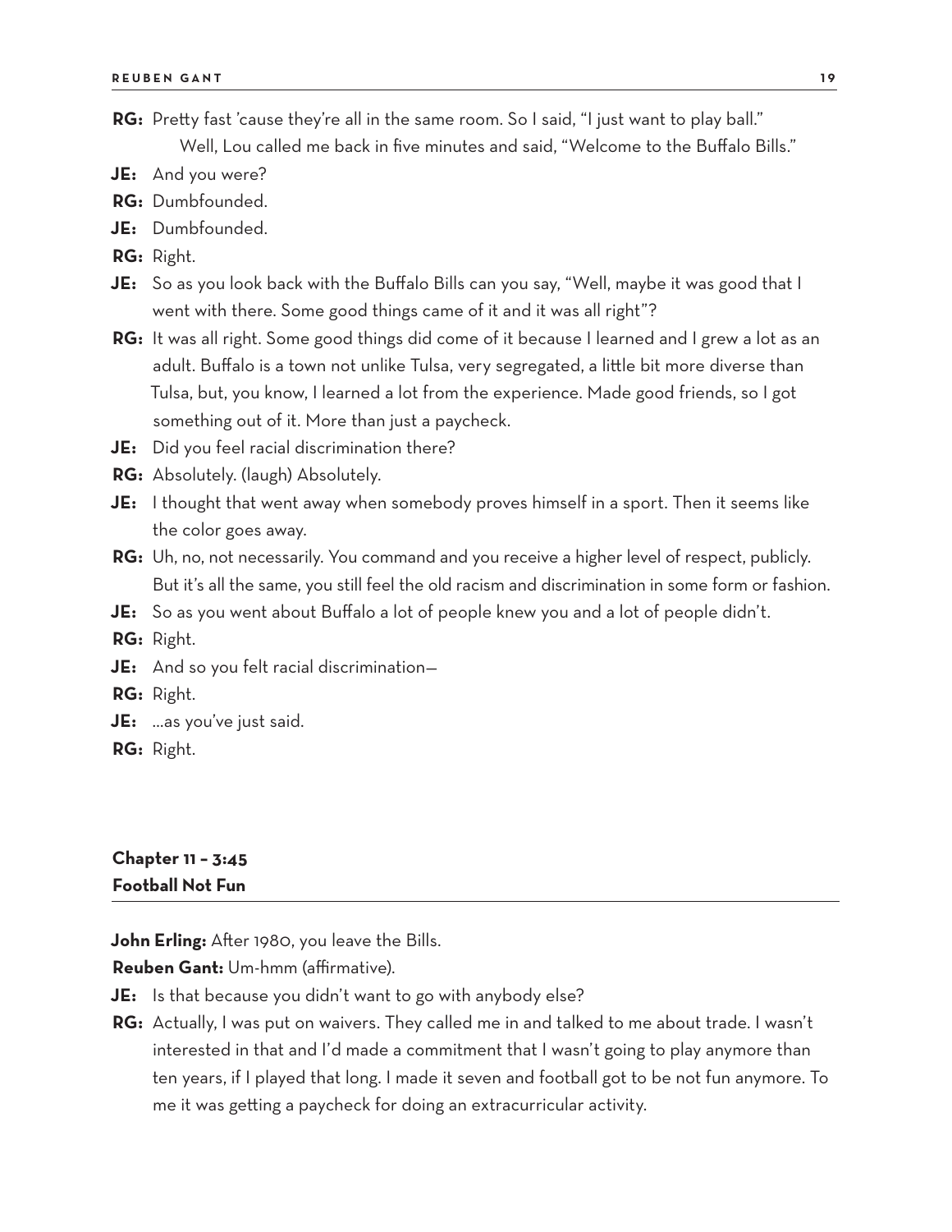**RG:** Pretty fast 'cause they're all in the same room. So I said, "I just want to play ball."

Well, Lou called me back in five minutes and said, "Welcome to the Buffalo Bills."

**JE:** And you were?

**RG:** Dumbfounded.

**JE:** Dumbfounded.

**RG:** Right.

**JE:** So as you look back with the Buffalo Bills can you say, "Well, maybe it was good that I went with there. Some good things came of it and it was all right"?

**RG:** It was all right. Some good things did come of it because I learned and I grew a lot as an adult. Buffalo is a town not unlike Tulsa, very segregated, a little bit more diverse than Tulsa, but, you know, I learned a lot from the experience. Made good friends, so I got something out of it. More than just a paycheck.

**JE:** Did you feel racial discrimination there?

**RG:** Absolutely. (laugh) Absolutely.

**JE:** I thought that went away when somebody proves himself in a sport. Then it seems like the color goes away.

**RG:** Uh, no, not necessarily. You command and you receive a higher level of respect, publicly. But it's all the same, you still feel the old racism and discrimination in some form or fashion.

**JE:** So as you went about Buffalo a lot of people knew you and a lot of people didn't.

**RG:** Right.

**JE:** And so you felt racial discrimination—

**RG:** Right.

**JE:** …as you've just said.

**RG:** Right.

## Chapter 11 – 3:45
## Football Not Fun

**John Erling:** After 1980, you leave the Bills.

**Reuben Gant:** Um-hmm (affirmative).

**JE:** Is that because you didn't want to go with anybody else?

**RG:** Actually, I was put on waivers. They called me in and talked to me about trade. I wasn't interested in that and I'd made a commitment that I wasn't going to play anymore than ten years, if I played that long. I made it seven and football got to be not fun anymore. To me it was getting a paycheck for doing an extracurricular activity.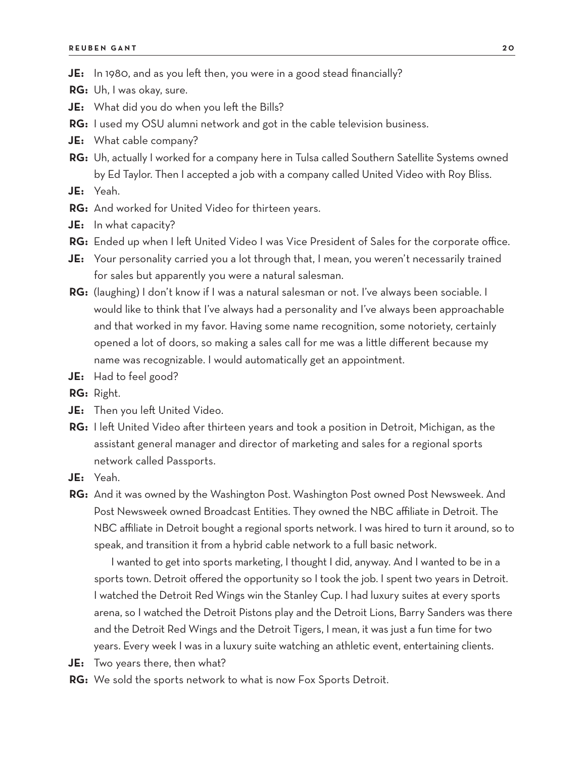**JE:** In 1980, and as you left then, you were in a good stead financially?

**RG:** Uh, I was okay, sure.

**JE:** What did you do when you left the Bills?

**RG:** I used my OSU alumni network and got in the cable television business.

**JE:** What cable company?

**RG:** Uh, actually I worked for a company here in Tulsa called Southern Satellite Systems owned by Ed Taylor. Then I accepted a job with a company called United Video with Roy Bliss.

**JE:** Yeah.

**RG:** And worked for United Video for thirteen years.

**JE:** In what capacity?

**RG:** Ended up when I left United Video I was Vice President of Sales for the corporate office.

**JE:** Your personality carried you a lot through that, I mean, you weren't necessarily trained for sales but apparently you were a natural salesman.

**RG:** (laughing) I don't know if I was a natural salesman or not. I've always been sociable. I would like to think that I've always had a personality and I've always been approachable and that worked in my favor. Having some name recognition, some notoriety, certainly opened a lot of doors, so making a sales call for me was a little different because my name was recognizable. I would automatically get an appointment.

**JE:** Had to feel good?

**RG:** Right.

**JE:** Then you left United Video.

**RG:** I left United Video after thirteen years and took a position in Detroit, Michigan, as the assistant general manager and director of marketing and sales for a regional sports network called Passports.

**JE:** Yeah.

**RG:** And it was owned by the Washington Post. Washington Post owned Post Newsweek. And Post Newsweek owned Broadcast Entities. They owned the NBC affiliate in Detroit. The NBC affiliate in Detroit bought a regional sports network. I was hired to turn it around, so to speak, and transition it from a hybrid cable network to a full basic network.

I wanted to get into sports marketing, I thought I did, anyway. And I wanted to be in a sports town. Detroit offered the opportunity so I took the job. I spent two years in Detroit. I watched the Detroit Red Wings win the Stanley Cup. I had luxury suites at every sports arena, so I watched the Detroit Pistons play and the Detroit Lions, Barry Sanders was there and the Detroit Red Wings and the Detroit Tigers, I mean, it was just a fun time for two years. Every week I was in a luxury suite watching an athletic event, entertaining clients.

**JE:** Two years there, then what?

**RG:** We sold the sports network to what is now Fox Sports Detroit.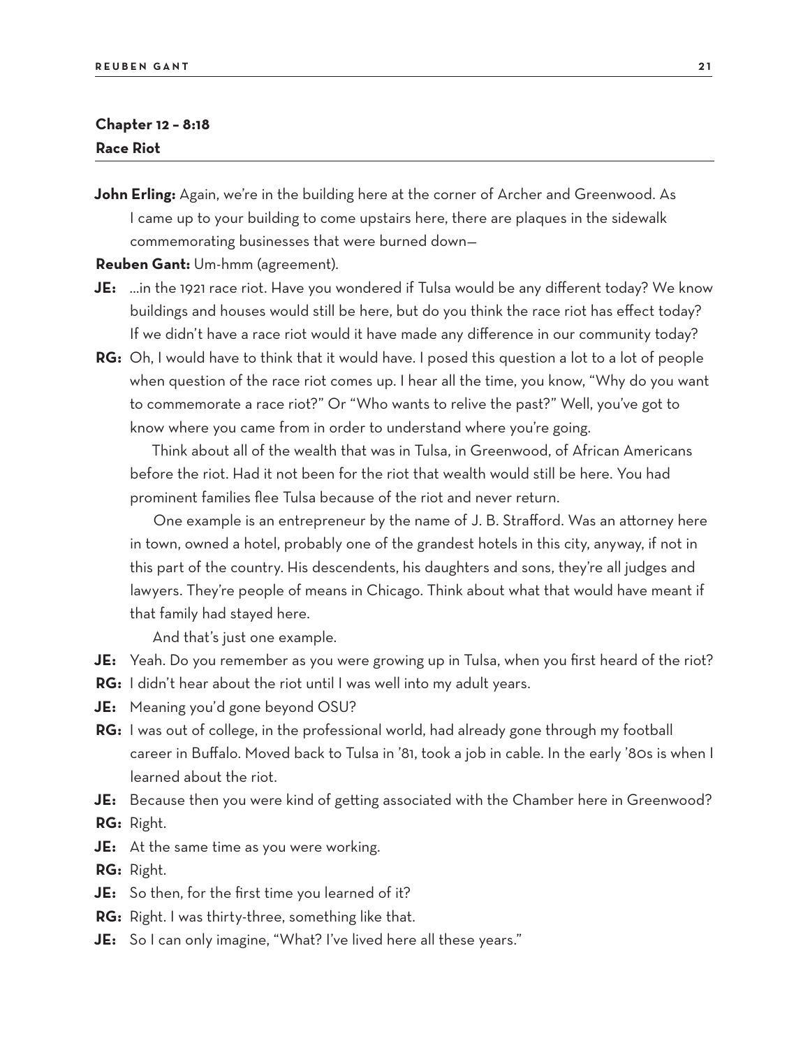## Chapter 12 – 8:18
## Race Riot

**John Erling:** Again, we're in the building here at the corner of Archer and Greenwood. As I came up to your building to come upstairs here, there are plaques in the sidewalk commemorating businesses that were burned down—

**Reuben Gant:** Um-hmm (agreement).

**JE:** ...in the 1921 race riot. Have you wondered if Tulsa would be any different today? We know buildings and houses would still be here, but do you think the race riot has effect today? If we didn't have a race riot would it have made any difference in our community today?

**RG:** Oh, I would have to think that it would have. I posed this question a lot to a lot of people when question of the race riot comes up. I hear all the time, you know, "Why do you want to commemorate a race riot?" Or "Who wants to relive the past?" Well, you've got to know where you came from in order to understand where you're going.

Think about all of the wealth that was in Tulsa, in Greenwood, of African Americans before the riot. Had it not been for the riot that wealth would still be here. You had prominent families flee Tulsa because of the riot and never return.

One example is an entrepreneur by the name of J. B. Strafford. Was an attorney here in town, owned a hotel, probably one of the grandest hotels in this city, anyway, if not in this part of the country. His descendents, his daughters and sons, they're all judges and lawyers. They're people of means in Chicago. Think about what that would have meant if that family had stayed here.

And that's just one example.

**JE:** Yeah. Do you remember as you were growing up in Tulsa, when you first heard of the riot?

**RG:** I didn't hear about the riot until I was well into my adult years.

**JE:** Meaning you'd gone beyond OSU?

**RG:** I was out of college, in the professional world, had already gone through my football career in Buffalo. Moved back to Tulsa in '81, took a job in cable. In the early '80s is when I learned about the riot.

**JE:** Because then you were kind of getting associated with the Chamber here in Greenwood?

**RG:** Right.

**JE:** At the same time as you were working.

**RG:** Right.

**JE:** So then, for the first time you learned of it?

**RG:** Right. I was thirty-three, something like that.

**JE:** So I can only imagine, "What? I've lived here all these years."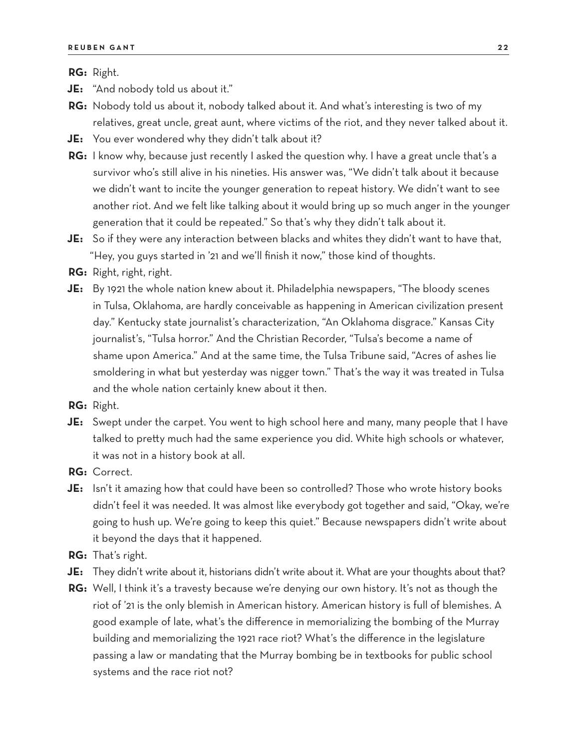**RG:** Right.

**JE:** "And nobody told us about it."

**RG:** Nobody told us about it, nobody talked about it. And what's interesting is two of my relatives, great uncle, great aunt, where victims of the riot, and they never talked about it.

**JE:** You ever wondered why they didn't talk about it?

**RG:** I know why, because just recently I asked the question why. I have a great uncle that's a survivor who's still alive in his nineties. His answer was, "We didn't talk about it because we didn't want to incite the younger generation to repeat history. We didn't want to see another riot. And we felt like talking about it would bring up so much anger in the younger generation that it could be repeated." So that's why they didn't talk about it.

**JE:** So if they were any interaction between blacks and whites they didn't want to have that, "Hey, you guys started in '21 and we'll finish it now," those kind of thoughts.

**RG:** Right, right, right.

**JE:** By 1921 the whole nation knew about it. Philadelphia newspapers, "The bloody scenes in Tulsa, Oklahoma, are hardly conceivable as happening in American civilization present day." Kentucky state journalist's characterization, "An Oklahoma disgrace." Kansas City journalist's, "Tulsa horror." And the Christian Recorder, "Tulsa's become a name of shame upon America." And at the same time, the Tulsa Tribune said, "Acres of ashes lie smoldering in what but yesterday was nigger town." That's the way it was treated in Tulsa and the whole nation certainly knew about it then.

**RG:** Right.

**JE:** Swept under the carpet. You went to high school here and many, many people that I have talked to pretty much had the same experience you did. White high schools or whatever, it was not in a history book at all.

**RG:** Correct.

**JE:** Isn't it amazing how that could have been so controlled? Those who wrote history books didn't feel it was needed. It was almost like everybody got together and said, "Okay, we're going to hush up. We're going to keep this quiet." Because newspapers didn't write about it beyond the days that it happened.

**RG:** That's right.

**JE:** They didn't write about it, historians didn't write about it. What are your thoughts about that?

**RG:** Well, I think it's a travesty because we're denying our own history. It's not as though the riot of '21 is the only blemish in American history. American history is full of blemishes. A good example of late, what's the difference in memorializing the bombing of the Murray building and memorializing the 1921 race riot? What's the difference in the legislature passing a law or mandating that the Murray bombing be in textbooks for public school systems and the race riot not?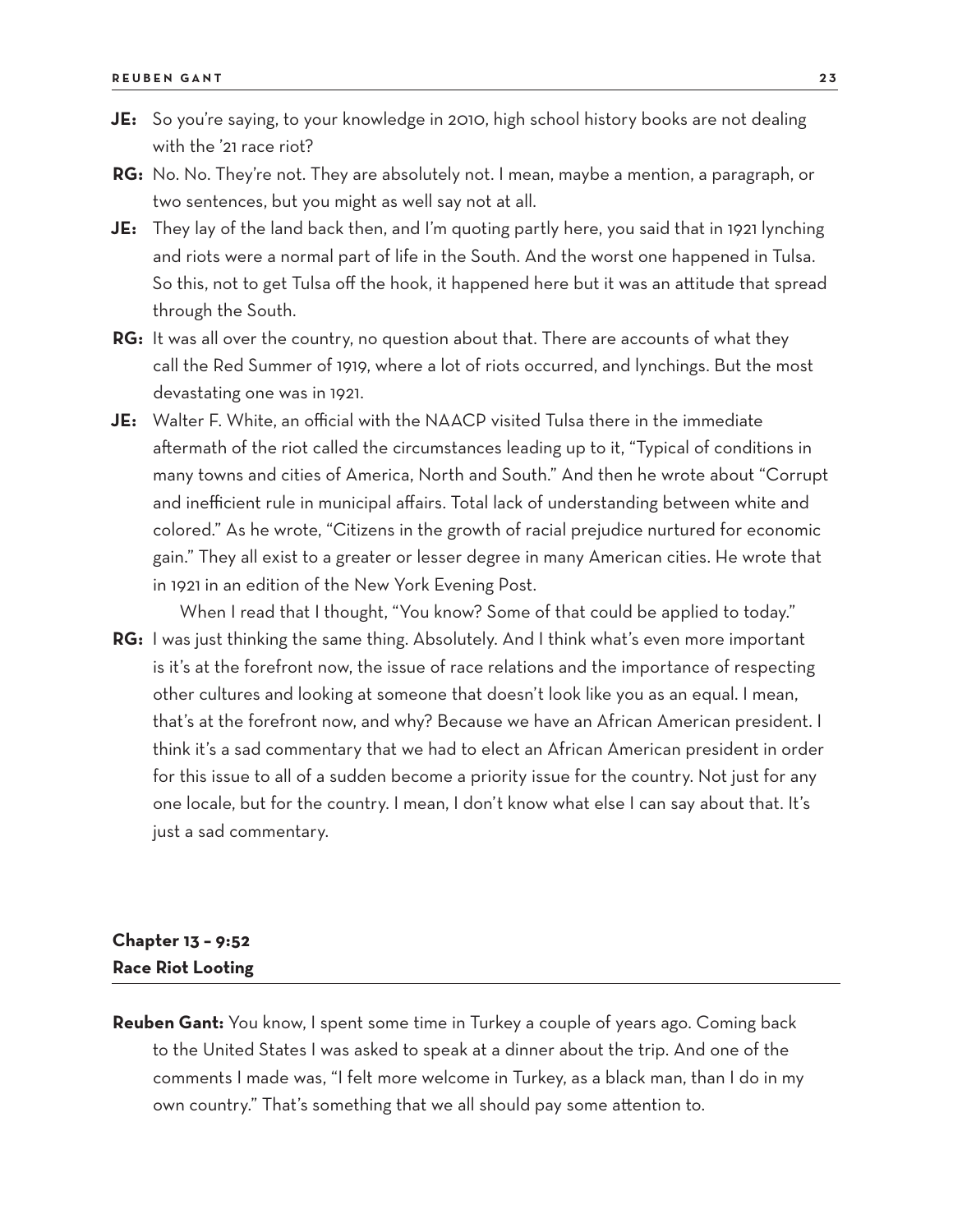**JE:** So you're saying, to your knowledge in 2010, high school history books are not dealing with the '21 race riot?

**RG:** No. No. They're not. They are absolutely not. I mean, maybe a mention, a paragraph, or two sentences, but you might as well say not at all.

**JE:** They lay of the land back then, and I'm quoting partly here, you said that in 1921 lynching and riots were a normal part of life in the South. And the worst one happened in Tulsa. So this, not to get Tulsa off the hook, it happened here but it was an attitude that spread through the South.

**RG:** It was all over the country, no question about that. There are accounts of what they call the Red Summer of 1919, where a lot of riots occurred, and lynchings. But the most devastating one was in 1921.

**JE:** Walter F. White, an official with the NAACP visited Tulsa there in the immediate aftermath of the riot called the circumstances leading up to it, "Typical of conditions in many towns and cities of America, North and South." And then he wrote about "Corrupt and inefficient rule in municipal affairs. Total lack of understanding between white and colored." As he wrote, "Citizens in the growth of racial prejudice nurtured for economic gain." They all exist to a greater or lesser degree in many American cities. He wrote that in 1921 in an edition of the New York Evening Post.

When I read that I thought, "You know? Some of that could be applied to today."

**RG:** I was just thinking the same thing. Absolutely. And I think what's even more important is it's at the forefront now, the issue of race relations and the importance of respecting other cultures and looking at someone that doesn't look like you as an equal. I mean, that's at the forefront now, and why? Because we have an African American president. I think it's a sad commentary that we had to elect an African American president in order for this issue to all of a sudden become a priority issue for the country. Not just for any one locale, but for the country. I mean, I don't know what else I can say about that. It's just a sad commentary.

## Chapter 13 – 9:52
## Race Riot Looting

**Reuben Gant:** You know, I spent some time in Turkey a couple of years ago. Coming back to the United States I was asked to speak at a dinner about the trip. And one of the comments I made was, "I felt more welcome in Turkey, as a black man, than I do in my own country." That's something that we all should pay some attention to.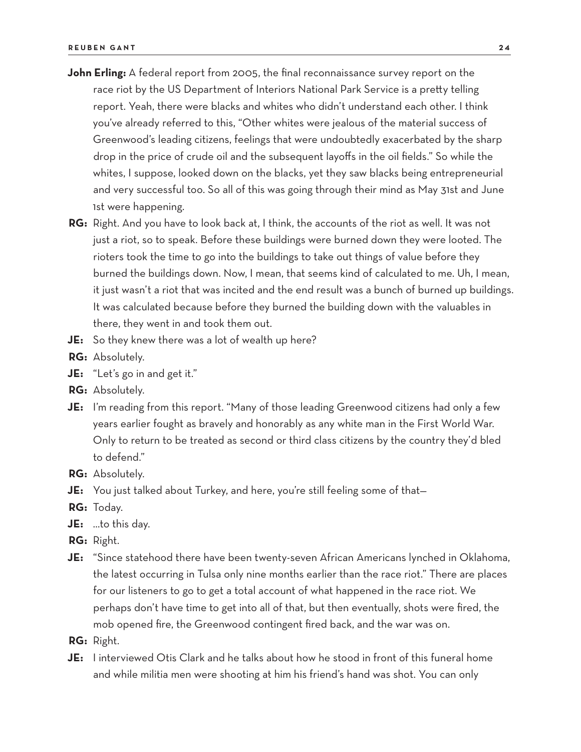**John Erling:** A federal report from 2005, the final reconnaissance survey report on the race riot by the US Department of Interiors National Park Service is a pretty telling report. Yeah, there were blacks and whites who didn't understand each other. I think you've already referred to this, "Other whites were jealous of the material success of Greenwood's leading citizens, feelings that were undoubtedly exacerbated by the sharp drop in the price of crude oil and the subsequent layoffs in the oil fields." So while the whites, I suppose, looked down on the blacks, yet they saw blacks being entrepreneurial and very successful too. So all of this was going through their mind as May 31st and June 1st were happening.

**RG:** Right. And you have to look back at, I think, the accounts of the riot as well. It was not just a riot, so to speak. Before these buildings were burned down they were looted. The rioters took the time to go into the buildings to take out things of value before they burned the buildings down. Now, I mean, that seems kind of calculated to me. Uh, I mean, it just wasn't a riot that was incited and the end result was a bunch of burned up buildings. It was calculated because before they burned the building down with the valuables in there, they went in and took them out.

**JE:** So they knew there was a lot of wealth up here?

**RG:** Absolutely.

**JE:** "Let's go in and get it."

**RG:** Absolutely.

**JE:** I'm reading from this report. "Many of those leading Greenwood citizens had only a few years earlier fought as bravely and honorably as any white man in the First World War. Only to return to be treated as second or third class citizens by the country they'd bled to defend."

**RG:** Absolutely.

**JE:** You just talked about Turkey, and here, you're still feeling some of that—

**RG:** Today.

**JE:** …to this day.

**RG:** Right.

**JE:** "Since statehood there have been twenty-seven African Americans lynched in Oklahoma, the latest occurring in Tulsa only nine months earlier than the race riot." There are places for our listeners to go to get a total account of what happened in the race riot. We perhaps don't have time to get into all of that, but then eventually, shots were fired, the mob opened fire, the Greenwood contingent fired back, and the war was on.

**RG:** Right.

**JE:** I interviewed Otis Clark and he talks about how he stood in front of this funeral home and while militia men were shooting at him his friend's hand was shot. You can only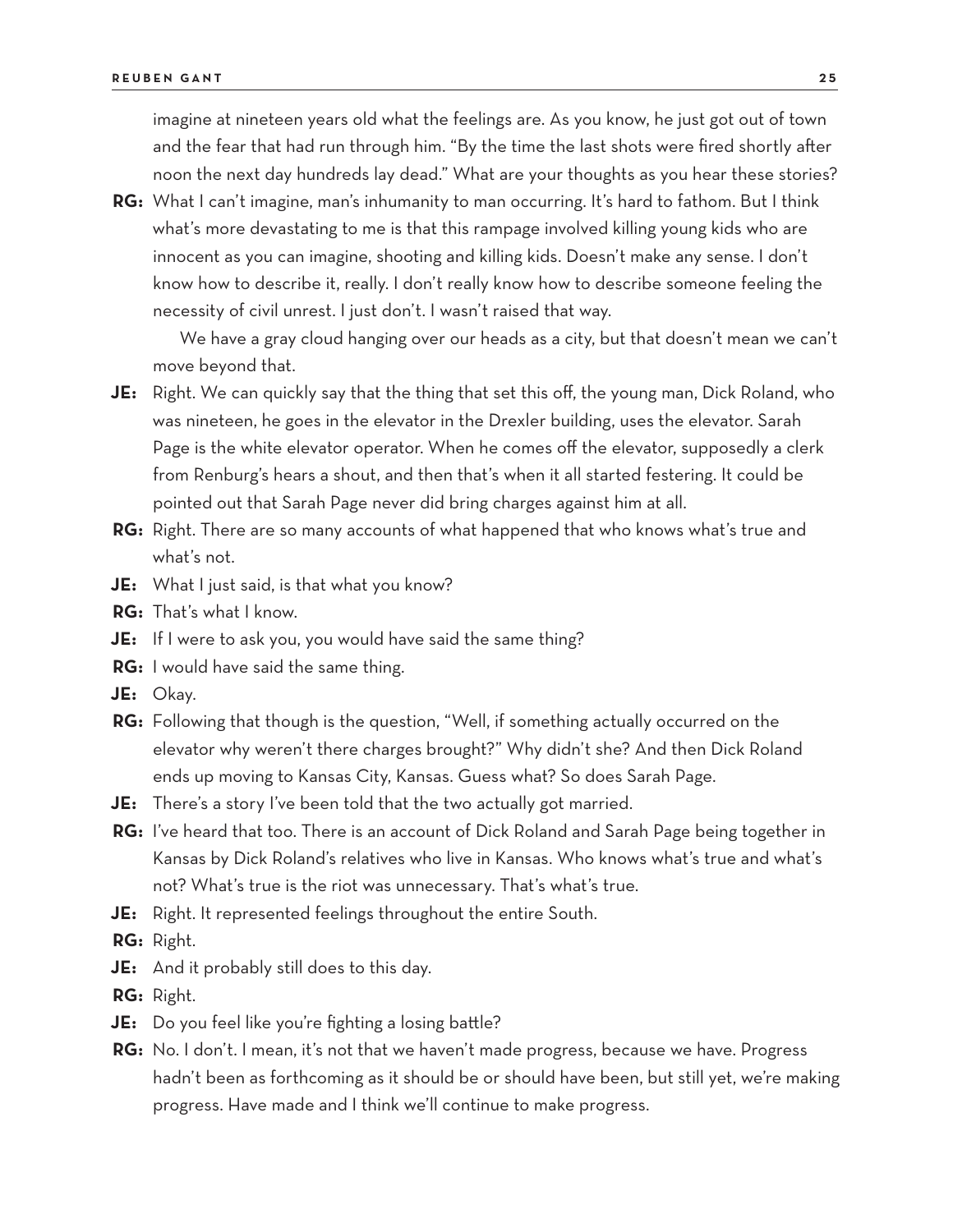imagine at nineteen years old what the feelings are. As you know, he just got out of town and the fear that had run through him. "By the time the last shots were fired shortly after noon the next day hundreds lay dead." What are your thoughts as you hear these stories?

**RG:** What I can't imagine, man's inhumanity to man occurring. It's hard to fathom. But I think what's more devastating to me is that this rampage involved killing young kids who are innocent as you can imagine, shooting and killing kids. Doesn't make any sense. I don't know how to describe it, really. I don't really know how to describe someone feeling the necessity of civil unrest. I just don't. I wasn't raised that way.

We have a gray cloud hanging over our heads as a city, but that doesn't mean we can't move beyond that.

**JE:** Right. We can quickly say that the thing that set this off, the young man, Dick Roland, who was nineteen, he goes in the elevator in the Drexler building, uses the elevator. Sarah Page is the white elevator operator. When he comes off the elevator, supposedly a clerk from Renburg's hears a shout, and then that's when it all started festering. It could be pointed out that Sarah Page never did bring charges against him at all.

**RG:** Right. There are so many accounts of what happened that who knows what's true and what's not.

**JE:** What I just said, is that what you know?

**RG:** That's what I know.

**JE:** If I were to ask you, you would have said the same thing?

**RG:** I would have said the same thing.

**JE:** Okay.

**RG:** Following that though is the question, "Well, if something actually occurred on the elevator why weren't there charges brought?" Why didn't she? And then Dick Roland ends up moving to Kansas City, Kansas. Guess what? So does Sarah Page.

**JE:** There's a story I've been told that the two actually got married.

**RG:** I've heard that too. There is an account of Dick Roland and Sarah Page being together in Kansas by Dick Roland's relatives who live in Kansas. Who knows what's true and what's not? What's true is the riot was unnecessary. That's what's true.

**JE:** Right. It represented feelings throughout the entire South.

**RG:** Right.

**JE:** And it probably still does to this day.

**RG:** Right.

**JE:** Do you feel like you're fighting a losing battle?

**RG:** No. I don't. I mean, it's not that we haven't made progress, because we have. Progress hadn't been as forthcoming as it should be or should have been, but still yet, we're making progress. Have made and I think we'll continue to make progress.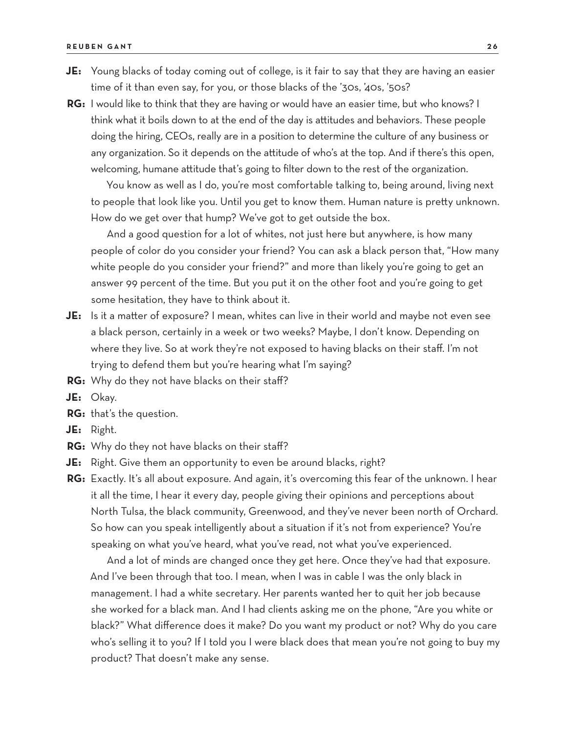**JE:** Young blacks of today coming out of college, is it fair to say that they are having an easier time of it than even say, for you, or those blacks of the '30s, '40s, '50s?

**RG:** I would like to think that they are having or would have an easier time, but who knows? I think what it boils down to at the end of the day is attitudes and behaviors. These people doing the hiring, CEOs, really are in a position to determine the culture of any business or any organization. So it depends on the attitude of who's at the top. And if there's this open, welcoming, humane attitude that's going to filter down to the rest of the organization.

You know as well as I do, you're most comfortable talking to, being around, living next to people that look like you. Until you get to know them. Human nature is pretty unknown. How do we get over that hump? We've got to get outside the box.

And a good question for a lot of whites, not just here but anywhere, is how many people of color do you consider your friend? You can ask a black person that, "How many white people do you consider your friend?" and more than likely you're going to get an answer 99 percent of the time. But you put it on the other foot and you're going to get some hesitation, they have to think about it.

**JE:** Is it a matter of exposure? I mean, whites can live in their world and maybe not even see a black person, certainly in a week or two weeks? Maybe, I don't know. Depending on where they live. So at work they're not exposed to having blacks on their staff. I'm not trying to defend them but you're hearing what I'm saying?

**RG:** Why do they not have blacks on their staff?

**JE:** Okay.

**RG:** that's the question.

**JE:** Right.

**RG:** Why do they not have blacks on their staff?

**JE:** Right. Give them an opportunity to even be around blacks, right?

**RG:** Exactly. It's all about exposure. And again, it's overcoming this fear of the unknown. I hear it all the time, I hear it every day, people giving their opinions and perceptions about North Tulsa, the black community, Greenwood, and they've never been north of Orchard. So how can you speak intelligently about a situation if it's not from experience? You're speaking on what you've heard, what you've read, not what you've experienced.

And a lot of minds are changed once they get here. Once they've had that exposure. And I've been through that too. I mean, when I was in cable I was the only black in management. I had a white secretary. Her parents wanted her to quit her job because she worked for a black man. And I had clients asking me on the phone, "Are you white or black?" What difference does it make? Do you want my product or not? Why do you care who's selling it to you? If I told you I were black does that mean you're not going to buy my product? That doesn't make any sense.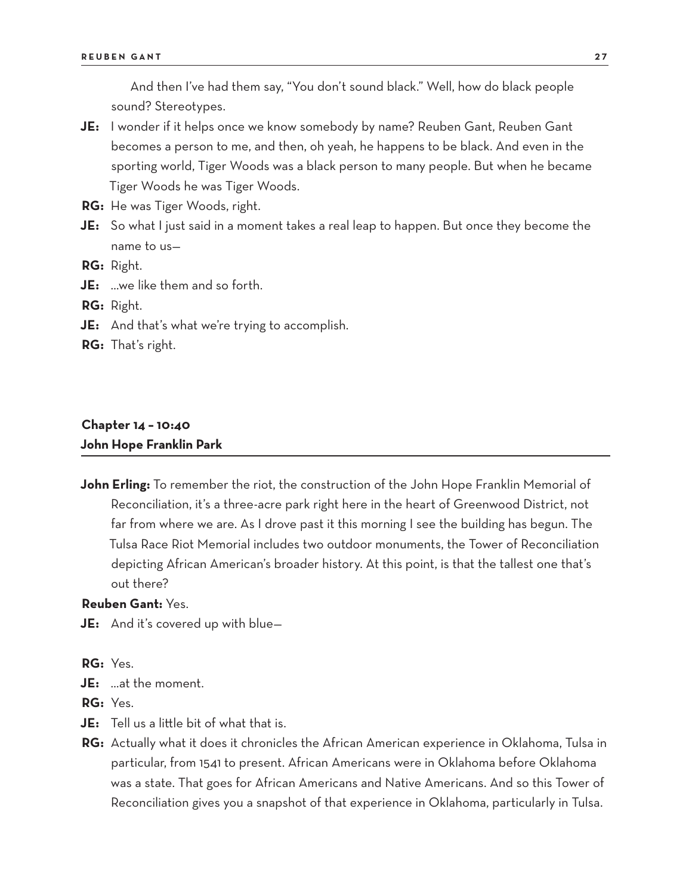And then I've had them say, "You don't sound black." Well, how do black people sound? Stereotypes.

**JE:** I wonder if it helps once we know somebody by name? Reuben Gant, Reuben Gant becomes a person to me, and then, oh yeah, he happens to be black. And even in the sporting world, Tiger Woods was a black person to many people. But when he became Tiger Woods he was Tiger Woods.

**RG:** He was Tiger Woods, right.

**JE:** So what I just said in a moment takes a real leap to happen. But once they become the name to us—

**RG:** Right.

**JE:** ...we like them and so forth.

**RG:** Right.

**JE:** And that's what we're trying to accomplish.

**RG:** That's right.

## Chapter 14 – 10:40
## John Hope Franklin Park

**John Erling:** To remember the riot, the construction of the John Hope Franklin Memorial of Reconciliation, it's a three-acre park right here in the heart of Greenwood District, not far from where we are. As I drove past it this morning I see the building has begun. The Tulsa Race Riot Memorial includes two outdoor monuments, the Tower of Reconciliation depicting African American's broader history. At this point, is that the tallest one that's out there?

**Reuben Gant:** Yes.

**JE:** And it's covered up with blue—

**RG:** Yes.

**JE:** ...at the moment.

**RG:** Yes.

**JE:** Tell us a little bit of what that is.

**RG:** Actually what it does it chronicles the African American experience in Oklahoma, Tulsa in particular, from 1541 to present. African Americans were in Oklahoma before Oklahoma was a state. That goes for African Americans and Native Americans. And so this Tower of Reconciliation gives you a snapshot of that experience in Oklahoma, particularly in Tulsa.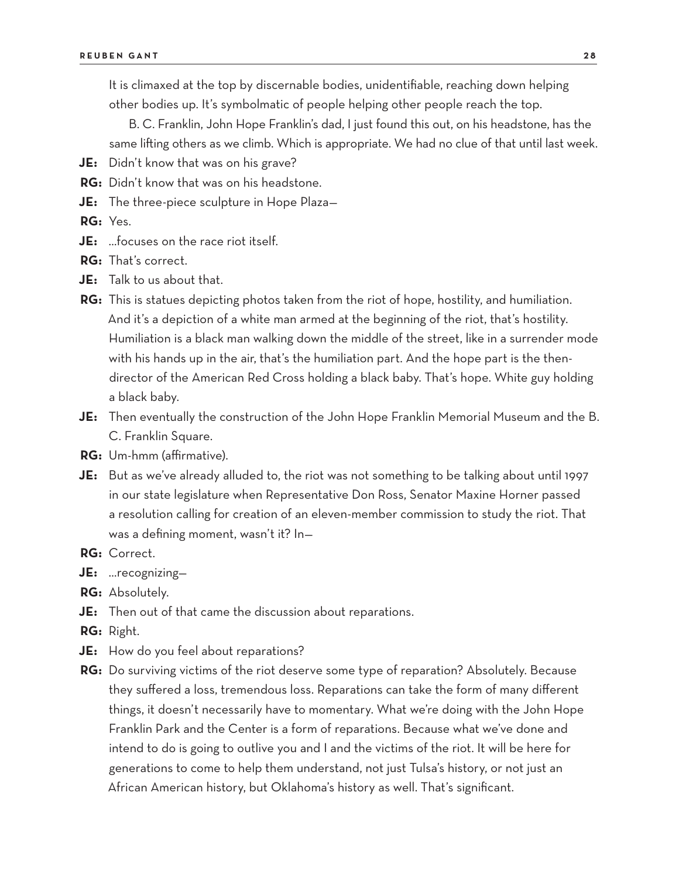It is climaxed at the top by discernable bodies, unidentifiable, reaching down helping other bodies up. It's symbolmatic of people helping other people reach the top.

B. C. Franklin, John Hope Franklin's dad, I just found this out, on his headstone, has the same lifting others as we climb. Which is appropriate. We had no clue of that until last week.

**JE:** Didn't know that was on his grave?

**RG:** Didn't know that was on his headstone.

**JE:** The three-piece sculpture in Hope Plaza—

**RG:** Yes.

**JE:** …focuses on the race riot itself.

**RG:** That's correct.

**JE:** Talk to us about that.

**RG:** This is statues depicting photos taken from the riot of hope, hostility, and humiliation. And it's a depiction of a white man armed at the beginning of the riot, that's hostility. Humiliation is a black man walking down the middle of the street, like in a surrender mode with his hands up in the air, that's the humiliation part. And the hope part is the then-director of the American Red Cross holding a black baby. That's hope. White guy holding a black baby.

**JE:** Then eventually the construction of the John Hope Franklin Memorial Museum and the B. C. Franklin Square.

**RG:** Um-hmm (affirmative).

**JE:** But as we've already alluded to, the riot was not something to be talking about until 1997 in our state legislature when Representative Don Ross, Senator Maxine Horner passed a resolution calling for creation of an eleven-member commission to study the riot. That was a defining moment, wasn't it? In—

**RG:** Correct.

**JE:** …recognizing—

**RG:** Absolutely.

**JE:** Then out of that came the discussion about reparations.

**RG:** Right.

**JE:** How do you feel about reparations?

**RG:** Do surviving victims of the riot deserve some type of reparation? Absolutely. Because they suffered a loss, tremendous loss. Reparations can take the form of many different things, it doesn't necessarily have to momentary. What we're doing with the John Hope Franklin Park and the Center is a form of reparations. Because what we've done and intend to do is going to outlive you and I and the victims of the riot. It will be here for generations to come to help them understand, not just Tulsa's history, or not just an African American history, but Oklahoma's history as well. That's significant.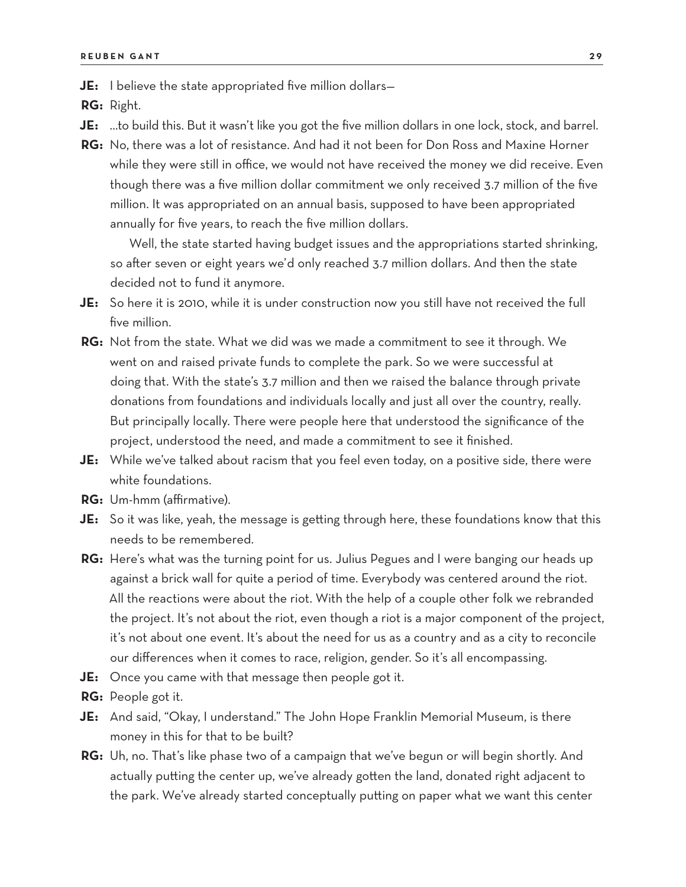**JE:** I believe the state appropriated five million dollars—

**RG:** Right.

**JE:** ...to build this. But it wasn't like you got the five million dollars in one lock, stock, and barrel.

**RG:** No, there was a lot of resistance. And had it not been for Don Ross and Maxine Horner while they were still in office, we would not have received the money we did receive. Even though there was a five million dollar commitment we only received 3.7 million of the five million. It was appropriated on an annual basis, supposed to have been appropriated annually for five years, to reach the five million dollars.

Well, the state started having budget issues and the appropriations started shrinking, so after seven or eight years we'd only reached 3.7 million dollars. And then the state decided not to fund it anymore.

**JE:** So here it is 2010, while it is under construction now you still have not received the full five million.

**RG:** Not from the state. What we did was we made a commitment to see it through. We went on and raised private funds to complete the park. So we were successful at doing that. With the state's 3.7 million and then we raised the balance through private donations from foundations and individuals locally and just all over the country, really. But principally locally. There were people here that understood the significance of the project, understood the need, and made a commitment to see it finished.

**JE:** While we've talked about racism that you feel even today, on a positive side, there were white foundations.

**RG:** Um-hmm (affirmative).

**JE:** So it was like, yeah, the message is getting through here, these foundations know that this needs to be remembered.

**RG:** Here's what was the turning point for us. Julius Pegues and I were banging our heads up against a brick wall for quite a period of time. Everybody was centered around the riot. All the reactions were about the riot. With the help of a couple other folk we rebranded the project. It's not about the riot, even though a riot is a major component of the project, it's not about one event. It's about the need for us as a country and as a city to reconcile our differences when it comes to race, religion, gender. So it's all encompassing.

**JE:** Once you came with that message then people got it.

**RG:** People got it.

**JE:** And said, "Okay, I understand." The John Hope Franklin Memorial Museum, is there money in this for that to be built?

**RG:** Uh, no. That's like phase two of a campaign that we've begun or will begin shortly. And actually putting the center up, we've already gotten the land, donated right adjacent to the park. We've already started conceptually putting on paper what we want this center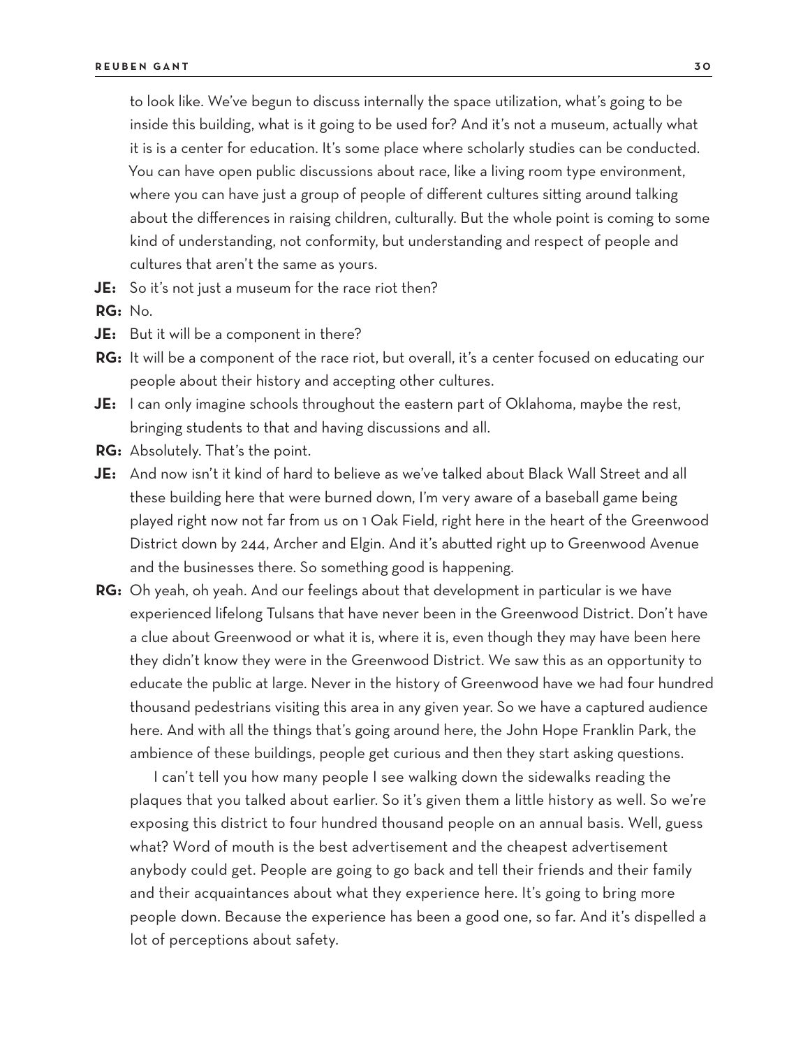to look like. We've begun to discuss internally the space utilization, what's going to be inside this building, what is it going to be used for? And it's not a museum, actually what it is is a center for education. It's some place where scholarly studies can be conducted. You can have open public discussions about race, like a living room type environment, where you can have just a group of people of different cultures sitting around talking about the differences in raising children, culturally. But the whole point is coming to some kind of understanding, not conformity, but understanding and respect of people and cultures that aren't the same as yours.

**JE:** So it's not just a museum for the race riot then?

**RG:** No.

**JE:** But it will be a component in there?

**RG:** It will be a component of the race riot, but overall, it's a center focused on educating our people about their history and accepting other cultures.

**JE:** I can only imagine schools throughout the eastern part of Oklahoma, maybe the rest, bringing students to that and having discussions and all.

**RG:** Absolutely. That's the point.

**JE:** And now isn't it kind of hard to believe as we've talked about Black Wall Street and all these building here that were burned down, I'm very aware of a baseball game being played right now not far from us on 1 Oak Field, right here in the heart of the Greenwood District down by 244, Archer and Elgin. And it's abutted right up to Greenwood Avenue and the businesses there. So something good is happening.

**RG:** Oh yeah, oh yeah. And our feelings about that development in particular is we have experienced lifelong Tulsans that have never been in the Greenwood District. Don't have a clue about Greenwood or what it is, where it is, even though they may have been here they didn't know they were in the Greenwood District. We saw this as an opportunity to educate the public at large. Never in the history of Greenwood have we had four hundred thousand pedestrians visiting this area in any given year. So we have a captured audience here. And with all the things that's going around here, the John Hope Franklin Park, the ambience of these buildings, people get curious and then they start asking questions.

I can't tell you how many people I see walking down the sidewalks reading the plaques that you talked about earlier. So it's given them a little history as well. So we're exposing this district to four hundred thousand people on an annual basis. Well, guess what? Word of mouth is the best advertisement and the cheapest advertisement anybody could get. People are going to go back and tell their friends and their family and their acquaintances about what they experience here. It's going to bring more people down. Because the experience has been a good one, so far. And it's dispelled a lot of perceptions about safety.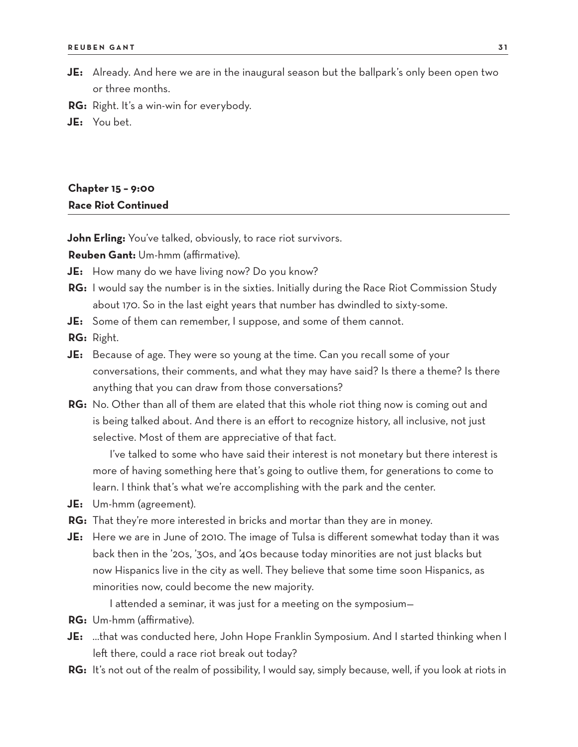**JE:** Already. And here we are in the inaugural season but the ballpark's only been open two or three months.

**RG:** Right. It's a win-win for everybody.

**JE:** You bet.

## Chapter 15 – 9:00
## Race Riot Continued

**John Erling:** You've talked, obviously, to race riot survivors.

**Reuben Gant:** Um-hmm (affirmative).

**JE:** How many do we have living now? Do you know?

**RG:** I would say the number is in the sixties. Initially during the Race Riot Commission Study about 170. So in the last eight years that number has dwindled to sixty-some.

**JE:** Some of them can remember, I suppose, and some of them cannot.

**RG:** Right.

**JE:** Because of age. They were so young at the time. Can you recall some of your conversations, their comments, and what they may have said? Is there a theme? Is there anything that you can draw from those conversations?

**RG:** No. Other than all of them are elated that this whole riot thing now is coming out and is being talked about. And there is an effort to recognize history, all inclusive, not just selective. Most of them are appreciative of that fact.

I've talked to some who have said their interest is not monetary but there interest is more of having something here that's going to outlive them, for generations to come to learn. I think that's what we're accomplishing with the park and the center.

**JE:** Um-hmm (agreement).

**RG:** That they're more interested in bricks and mortar than they are in money.

**JE:** Here we are in June of 2010. The image of Tulsa is different somewhat today than it was back then in the '20s, '30s, and '40s because today minorities are not just blacks but now Hispanics live in the city as well. They believe that some time soon Hispanics, as minorities now, could become the new majority.

I attended a seminar, it was just for a meeting on the symposium—

**RG:** Um-hmm (affirmative).

**JE:** ...that was conducted here, John Hope Franklin Symposium. And I started thinking when I left there, could a race riot break out today?

**RG:** It's not out of the realm of possibility, I would say, simply because, well, if you look at riots in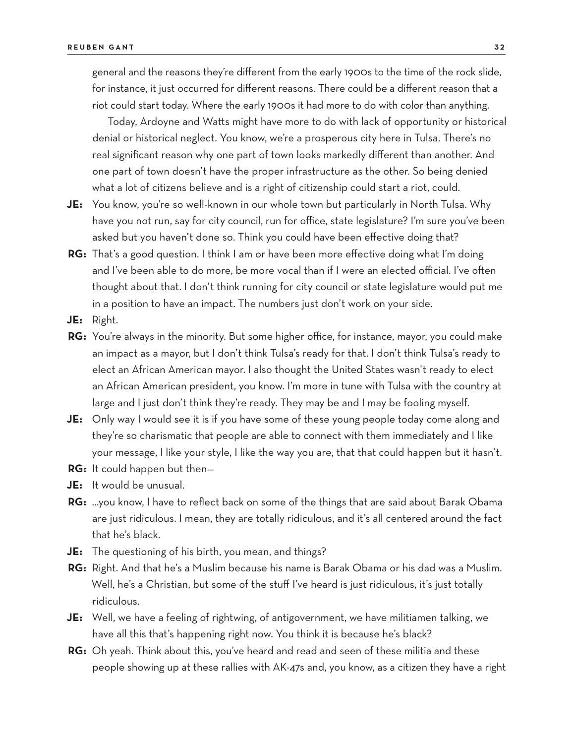general and the reasons they're different from the early 1900s to the time of the rock slide, for instance, it just occurred for different reasons. There could be a different reason that a riot could start today. Where the early 1900s it had more to do with color than anything.

Today, Ardoyne and Watts might have more to do with lack of opportunity or historical denial or historical neglect. You know, we're a prosperous city here in Tulsa. There's no real significant reason why one part of town looks markedly different than another. And one part of town doesn't have the proper infrastructure as the other. So being denied what a lot of citizens believe and is a right of citizenship could start a riot, could.

**JE:** You know, you're so well-known in our whole town but particularly in North Tulsa. Why have you not run, say for city council, run for office, state legislature? I'm sure you've been asked but you haven't done so. Think you could have been effective doing that?

**RG:** That's a good question. I think I am or have been more effective doing what I'm doing and I've been able to do more, be more vocal than if I were an elected official. I've often thought about that. I don't think running for city council or state legislature would put me in a position to have an impact. The numbers just don't work on your side.

**JE:** Right.

**RG:** You're always in the minority. But some higher office, for instance, mayor, you could make an impact as a mayor, but I don't think Tulsa's ready for that. I don't think Tulsa's ready to elect an African American mayor. I also thought the United States wasn't ready to elect an African American president, you know. I'm more in tune with Tulsa with the country at large and I just don't think they're ready. They may be and I may be fooling myself.

**JE:** Only way I would see it is if you have some of these young people today come along and they're so charismatic that people are able to connect with them immediately and I like your message, I like your style, I like the way you are, that that could happen but it hasn't.

**RG:** It could happen but then—

**JE:** It would be unusual.

**RG:** …you know, I have to reflect back on some of the things that are said about Barak Obama are just ridiculous. I mean, they are totally ridiculous, and it's all centered around the fact that he's black.

**JE:** The questioning of his birth, you mean, and things?

**RG:** Right. And that he's a Muslim because his name is Barak Obama or his dad was a Muslim. Well, he's a Christian, but some of the stuff I've heard is just ridiculous, it's just totally ridiculous.

**JE:** Well, we have a feeling of rightwing, of antigovernment, we have militiamen talking, we have all this that's happening right now. You think it is because he's black?

**RG:** Oh yeah. Think about this, you've heard and read and seen of these militia and these people showing up at these rallies with AK-47s and, you know, as a citizen they have a right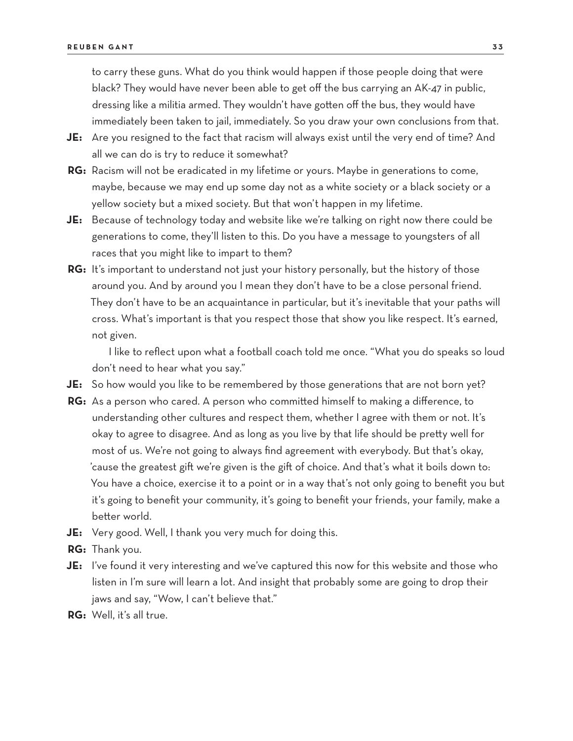to carry these guns. What do you think would happen if those people doing that were black? They would have never been able to get off the bus carrying an AK-47 in public, dressing like a militia armed. They wouldn't have gotten off the bus, they would have immediately been taken to jail, immediately. So you draw your own conclusions from that.

**JE:** Are you resigned to the fact that racism will always exist until the very end of time? And all we can do is try to reduce it somewhat?

**RG:** Racism will not be eradicated in my lifetime or yours. Maybe in generations to come, maybe, because we may end up some day not as a white society or a black society or a yellow society but a mixed society. But that won't happen in my lifetime.

**JE:** Because of technology today and website like we're talking on right now there could be generations to come, they'll listen to this. Do you have a message to youngsters of all races that you might like to impart to them?

**RG:** It's important to understand not just your history personally, but the history of those around you. And by around you I mean they don't have to be a close personal friend. They don't have to be an acquaintance in particular, but it's inevitable that your paths will cross. What's important is that you respect those that show you like respect. It's earned, not given.

I like to reflect upon what a football coach told me once. "What you do speaks so loud don't need to hear what you say."

**JE:** So how would you like to be remembered by those generations that are not born yet?

**RG:** As a person who cared. A person who committed himself to making a difference, to understanding other cultures and respect them, whether I agree with them or not. It's okay to agree to disagree. And as long as you live by that life should be pretty well for most of us. We're not going to always find agreement with everybody. But that's okay, 'cause the greatest gift we're given is the gift of choice. And that's what it boils down to: You have a choice, exercise it to a point or in a way that's not only going to benefit you but it's going to benefit your community, it's going to benefit your friends, your family, make a better world.

**JE:** Very good. Well, I thank you very much for doing this.

**RG:** Thank you.

**JE:** I've found it very interesting and we've captured this now for this website and those who listen in I'm sure will learn a lot. And insight that probably some are going to drop their jaws and say, "Wow, I can't believe that."

**RG:** Well, it's all true.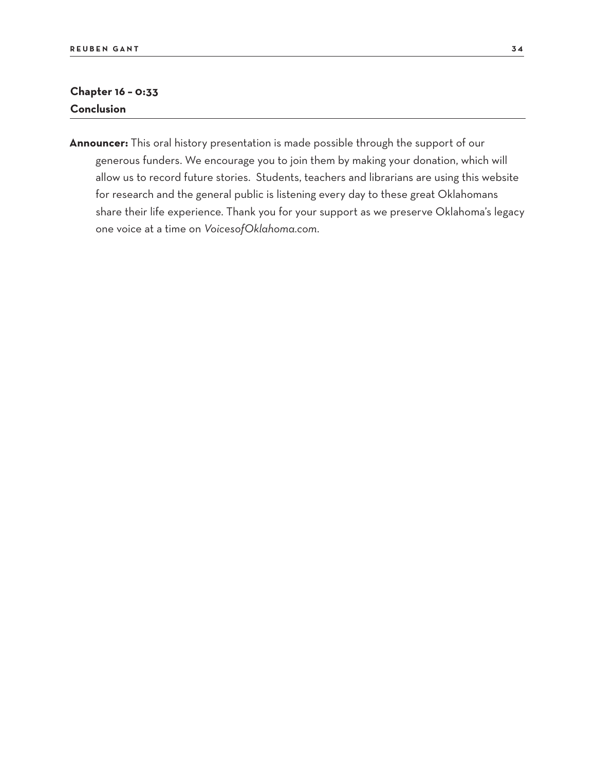## Chapter 16 – 0:33
## Conclusion

**Announcer:** This oral history presentation is made possible through the support of our generous funders. We encourage you to join them by making your donation, which will allow us to record future stories. Students, teachers and librarians are using this website for research and the general public is listening every day to these great Oklahomans share their life experience. Thank you for your support as we preserve Oklahoma's legacy one voice at a time on *VoicesofOklahoma.com*.